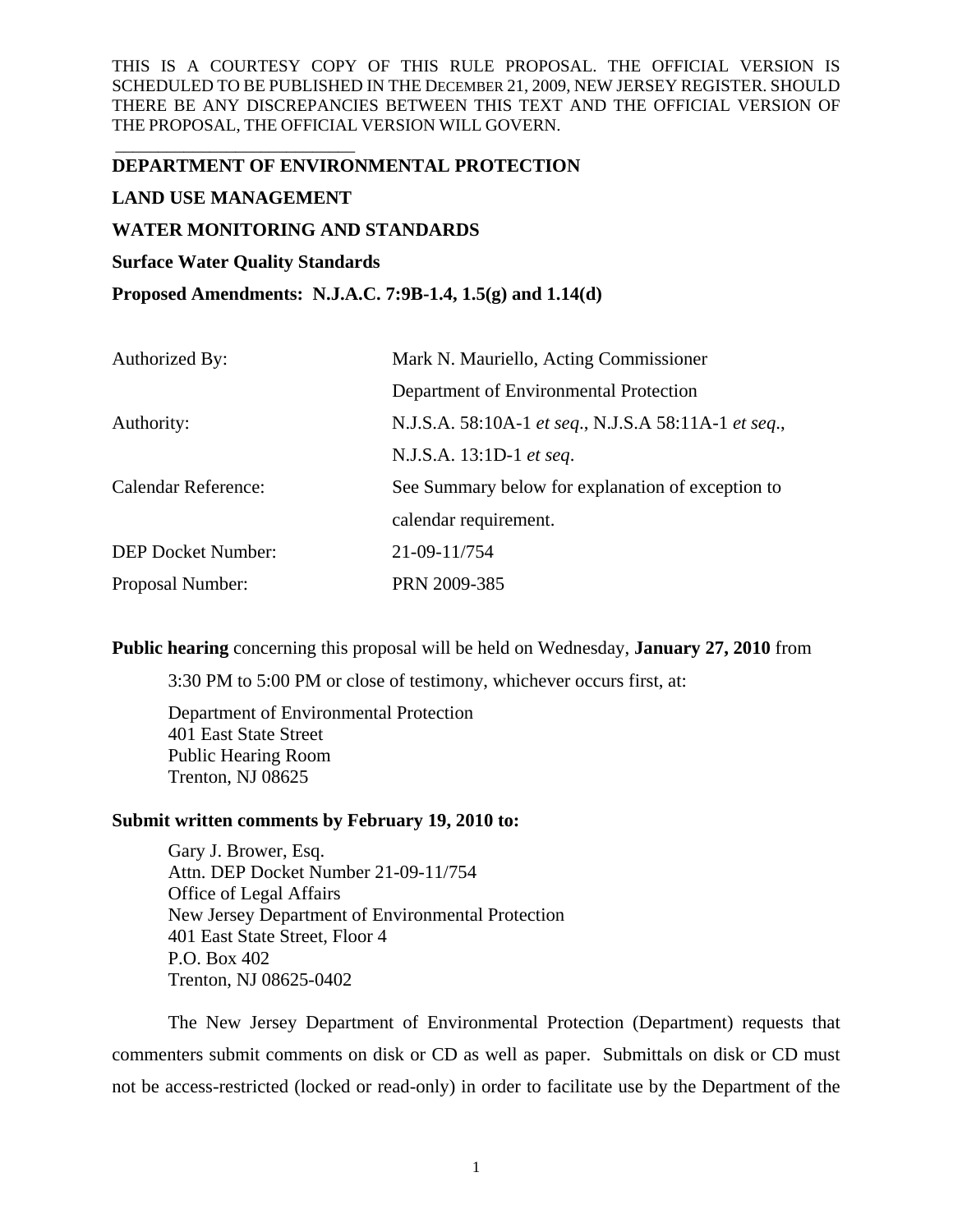THIS IS A COURTESY COPY OF THIS RULE PROPOSAL. THE OFFICIAL VERSION IS SCHEDULED TO BE PUBLISHED IN THE DECEMBER 21, 2009, NEW JERSEY REGISTER. SHOULD THERE BE ANY DISCREPANCIES BETWEEN THIS TEXT AND THE OFFICIAL VERSION OF THE PROPOSAL, THE OFFICIAL VERSION WILL GOVERN.

**DEPARTMENT OF ENVIRONMENTAL PROTECTION**

**LAND USE MANAGEMENT**

**WATER MONITORING AND STANDARDS**

**Surface Water Quality Standards**

**Proposed Amendments: N.J.A.C. 7:9B-1.4, 1.5(g) and 1.14(d)**

| | |
|---|---|
| Authorized By: | Mark N. Mauriello, Acting Commissioner<br>Department of Environmental Protection |
| Authority: | N.J.S.A. 58:10A-1 *et seq*., N.J.S.A 58:11A-1 *et seq*.,<br>N.J.S.A. 13:1D-1 *et seq*. |
| Calendar Reference: | See Summary below for explanation of exception to calendar requirement. |
| DEP Docket Number: | 21-09-11/754 |
| Proposal Number: | PRN 2009-385 |

**Public hearing** concerning this proposal will be held on Wednesday, **January 27, 2010** from 3:30 PM to 5:00 PM or close of testimony, whichever occurs first, at:

Department of Environmental Protection
401 East State Street
Public Hearing Room
Trenton, NJ 08625

**Submit written comments by February 19, 2010 to:**

Gary J. Brower, Esq.
Attn. DEP Docket Number 21-09-11/754
Office of Legal Affairs
New Jersey Department of Environmental Protection
401 East State Street, Floor 4
P.O. Box 402
Trenton, NJ 08625-0402

The New Jersey Department of Environmental Protection (Department) requests that commenters submit comments on disk or CD as well as paper. Submittals on disk or CD must not be access-restricted (locked or read-only) in order to facilitate use by the Department of the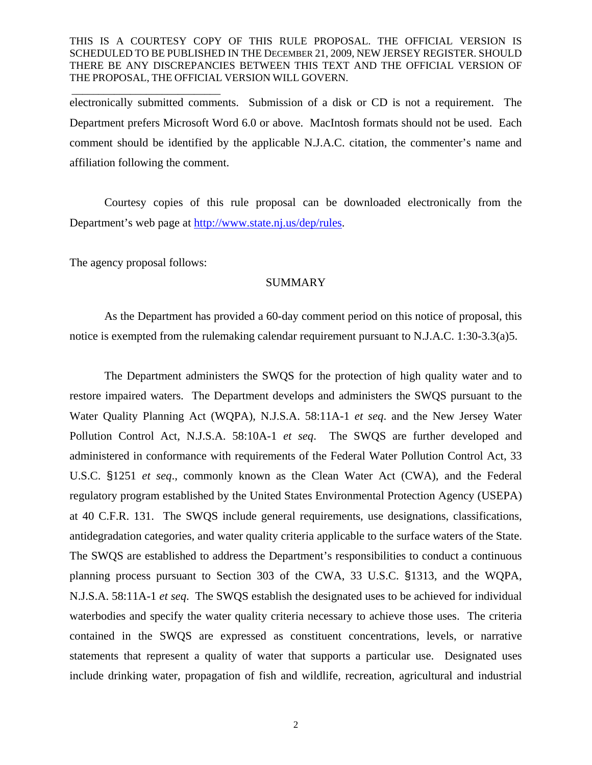electronically submitted comments. Submission of a disk or CD is not a requirement. The Department prefers Microsoft Word 6.0 or above. MacIntosh formats should not be used. Each comment should be identified by the applicable N.J.A.C. citation, the commenter's name and affiliation following the comment.

Courtesy copies of this rule proposal can be downloaded electronically from the Department's web page at http://www.state.nj.us/dep/rules.

The agency proposal follows:

SUMMARY

As the Department has provided a 60-day comment period on this notice of proposal, this notice is exempted from the rulemaking calendar requirement pursuant to N.J.A.C. 1:30-3.3(a)5.

The Department administers the SWQS for the protection of high quality water and to restore impaired waters. The Department develops and administers the SWQS pursuant to the Water Quality Planning Act (WQPA), N.J.S.A. 58:11A-1 *et seq*. and the New Jersey Water Pollution Control Act, N.J.S.A. 58:10A-1 *et seq*. The SWQS are further developed and administered in conformance with requirements of the Federal Water Pollution Control Act, 33 U.S.C. §1251 *et seq*., commonly known as the Clean Water Act (CWA), and the Federal regulatory program established by the United States Environmental Protection Agency (USEPA) at 40 C.F.R. 131. The SWQS include general requirements, use designations, classifications, antidegradation categories, and water quality criteria applicable to the surface waters of the State. The SWQS are established to address the Department's responsibilities to conduct a continuous planning process pursuant to Section 303 of the CWA, 33 U.S.C. §1313, and the WQPA, N.J.S.A. 58:11A-1 *et seq.* The SWQS establish the designated uses to be achieved for individual waterbodies and specify the water quality criteria necessary to achieve those uses. The criteria contained in the SWQS are expressed as constituent concentrations, levels, or narrative statements that represent a quality of water that supports a particular use. Designated uses include drinking water, propagation of fish and wildlife, recreation, agricultural and industrial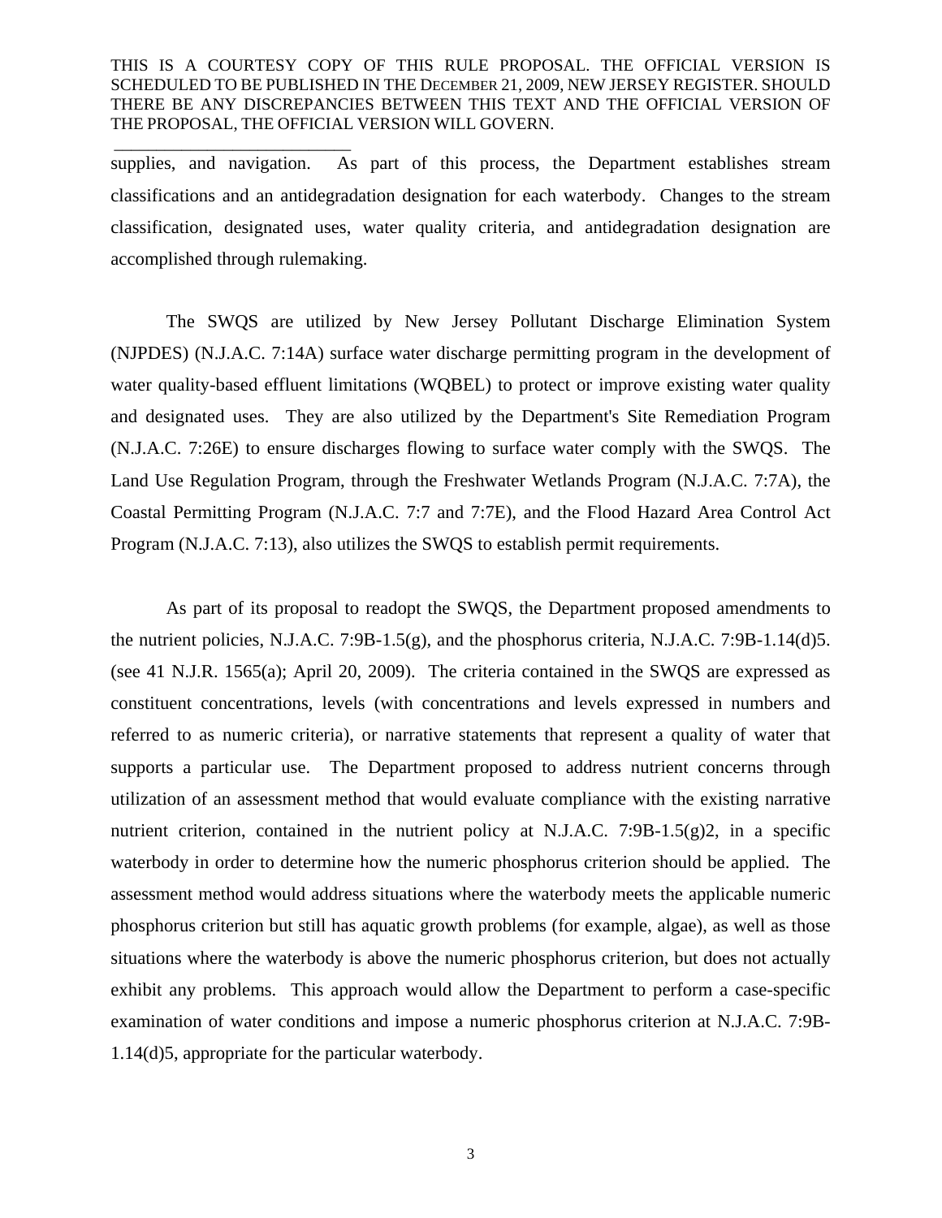supplies, and navigation. As part of this process, the Department establishes stream classifications and an antidegradation designation for each waterbody. Changes to the stream classification, designated uses, water quality criteria, and antidegradation designation are accomplished through rulemaking.

The SWQS are utilized by New Jersey Pollutant Discharge Elimination System (NJPDES) (N.J.A.C. 7:14A) surface water discharge permitting program in the development of water quality-based effluent limitations (WQBEL) to protect or improve existing water quality and designated uses. They are also utilized by the Department's Site Remediation Program (N.J.A.C. 7:26E) to ensure discharges flowing to surface water comply with the SWQS. The Land Use Regulation Program, through the Freshwater Wetlands Program (N.J.A.C. 7:7A), the Coastal Permitting Program (N.J.A.C. 7:7 and 7:7E), and the Flood Hazard Area Control Act Program (N.J.A.C. 7:13), also utilizes the SWQS to establish permit requirements.

As part of its proposal to readopt the SWQS, the Department proposed amendments to the nutrient policies, N.J.A.C. 7:9B-1.5(g), and the phosphorus criteria, N.J.A.C. 7:9B-1.14(d)5. (see 41 N.J.R. 1565(a); April 20, 2009). The criteria contained in the SWQS are expressed as constituent concentrations, levels (with concentrations and levels expressed in numbers and referred to as numeric criteria), or narrative statements that represent a quality of water that supports a particular use. The Department proposed to address nutrient concerns through utilization of an assessment method that would evaluate compliance with the existing narrative nutrient criterion, contained in the nutrient policy at N.J.A.C. 7:9B-1.5(g)2, in a specific waterbody in order to determine how the numeric phosphorus criterion should be applied. The assessment method would address situations where the waterbody meets the applicable numeric phosphorus criterion but still has aquatic growth problems (for example, algae), as well as those situations where the waterbody is above the numeric phosphorus criterion, but does not actually exhibit any problems. This approach would allow the Department to perform a case-specific examination of water conditions and impose a numeric phosphorus criterion at N.J.A.C. 7:9B-1.14(d)5, appropriate for the particular waterbody.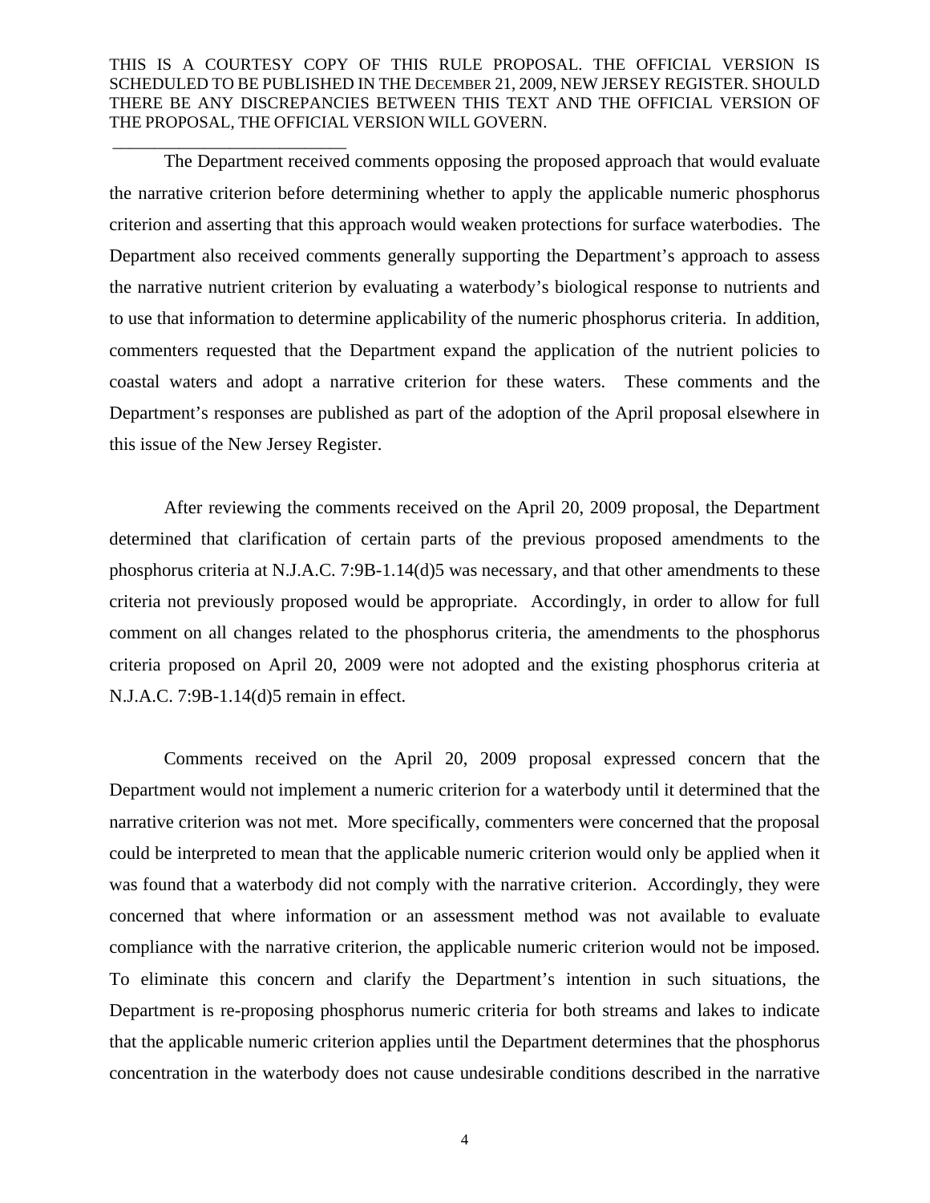The Department received comments opposing the proposed approach that would evaluate the narrative criterion before determining whether to apply the applicable numeric phosphorus criterion and asserting that this approach would weaken protections for surface waterbodies. The Department also received comments generally supporting the Department's approach to assess the narrative nutrient criterion by evaluating a waterbody's biological response to nutrients and to use that information to determine applicability of the numeric phosphorus criteria. In addition, commenters requested that the Department expand the application of the nutrient policies to coastal waters and adopt a narrative criterion for these waters. These comments and the Department's responses are published as part of the adoption of the April proposal elsewhere in this issue of the New Jersey Register.

After reviewing the comments received on the April 20, 2009 proposal, the Department determined that clarification of certain parts of the previous proposed amendments to the phosphorus criteria at N.J.A.C. 7:9B-1.14(d)5 was necessary, and that other amendments to these criteria not previously proposed would be appropriate. Accordingly, in order to allow for full comment on all changes related to the phosphorus criteria, the amendments to the phosphorus criteria proposed on April 20, 2009 were not adopted and the existing phosphorus criteria at N.J.A.C. 7:9B-1.14(d)5 remain in effect.

Comments received on the April 20, 2009 proposal expressed concern that the Department would not implement a numeric criterion for a waterbody until it determined that the narrative criterion was not met. More specifically, commenters were concerned that the proposal could be interpreted to mean that the applicable numeric criterion would only be applied when it was found that a waterbody did not comply with the narrative criterion. Accordingly, they were concerned that where information or an assessment method was not available to evaluate compliance with the narrative criterion, the applicable numeric criterion would not be imposed. To eliminate this concern and clarify the Department's intention in such situations, the Department is re-proposing phosphorus numeric criteria for both streams and lakes to indicate that the applicable numeric criterion applies until the Department determines that the phosphorus concentration in the waterbody does not cause undesirable conditions described in the narrative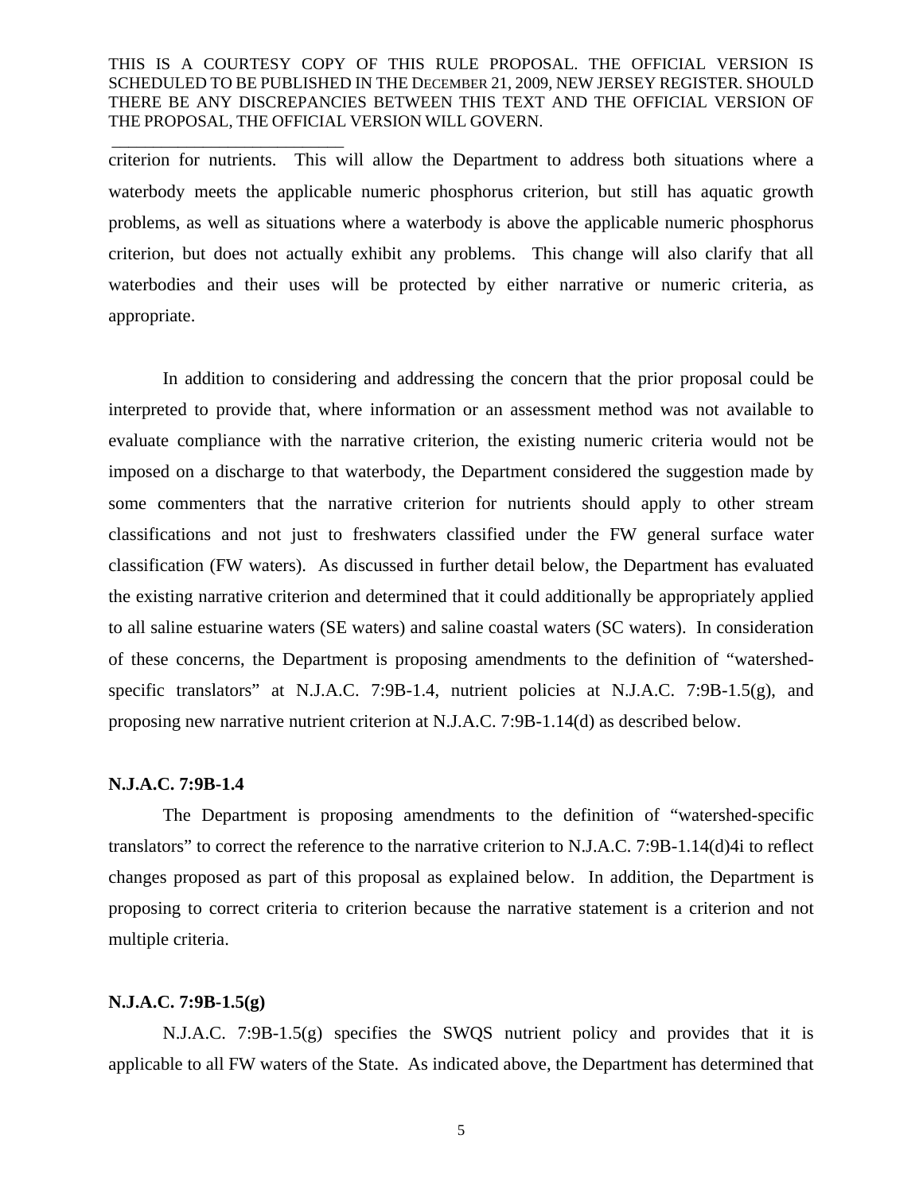criterion for nutrients. This will allow the Department to address both situations where a waterbody meets the applicable numeric phosphorus criterion, but still has aquatic growth problems, as well as situations where a waterbody is above the applicable numeric phosphorus criterion, but does not actually exhibit any problems. This change will also clarify that all waterbodies and their uses will be protected by either narrative or numeric criteria, as appropriate.

In addition to considering and addressing the concern that the prior proposal could be interpreted to provide that, where information or an assessment method was not available to evaluate compliance with the narrative criterion, the existing numeric criteria would not be imposed on a discharge to that waterbody, the Department considered the suggestion made by some commenters that the narrative criterion for nutrients should apply to other stream classifications and not just to freshwaters classified under the FW general surface water classification (FW waters). As discussed in further detail below, the Department has evaluated the existing narrative criterion and determined that it could additionally be appropriately applied to all saline estuarine waters (SE waters) and saline coastal waters (SC waters). In consideration of these concerns, the Department is proposing amendments to the definition of "watershed-specific translators" at N.J.A.C. 7:9B-1.4, nutrient policies at N.J.A.C. 7:9B-1.5(g), and proposing new narrative nutrient criterion at N.J.A.C. 7:9B-1.14(d) as described below.

**N.J.A.C. 7:9B-1.4**

The Department is proposing amendments to the definition of "watershed-specific translators" to correct the reference to the narrative criterion to N.J.A.C. 7:9B-1.14(d)4i to reflect changes proposed as part of this proposal as explained below. In addition, the Department is proposing to correct criteria to criterion because the narrative statement is a criterion and not multiple criteria.

**N.J.A.C. 7:9B-1.5(g)**

N.J.A.C. 7:9B-1.5(g) specifies the SWQS nutrient policy and provides that it is applicable to all FW waters of the State. As indicated above, the Department has determined that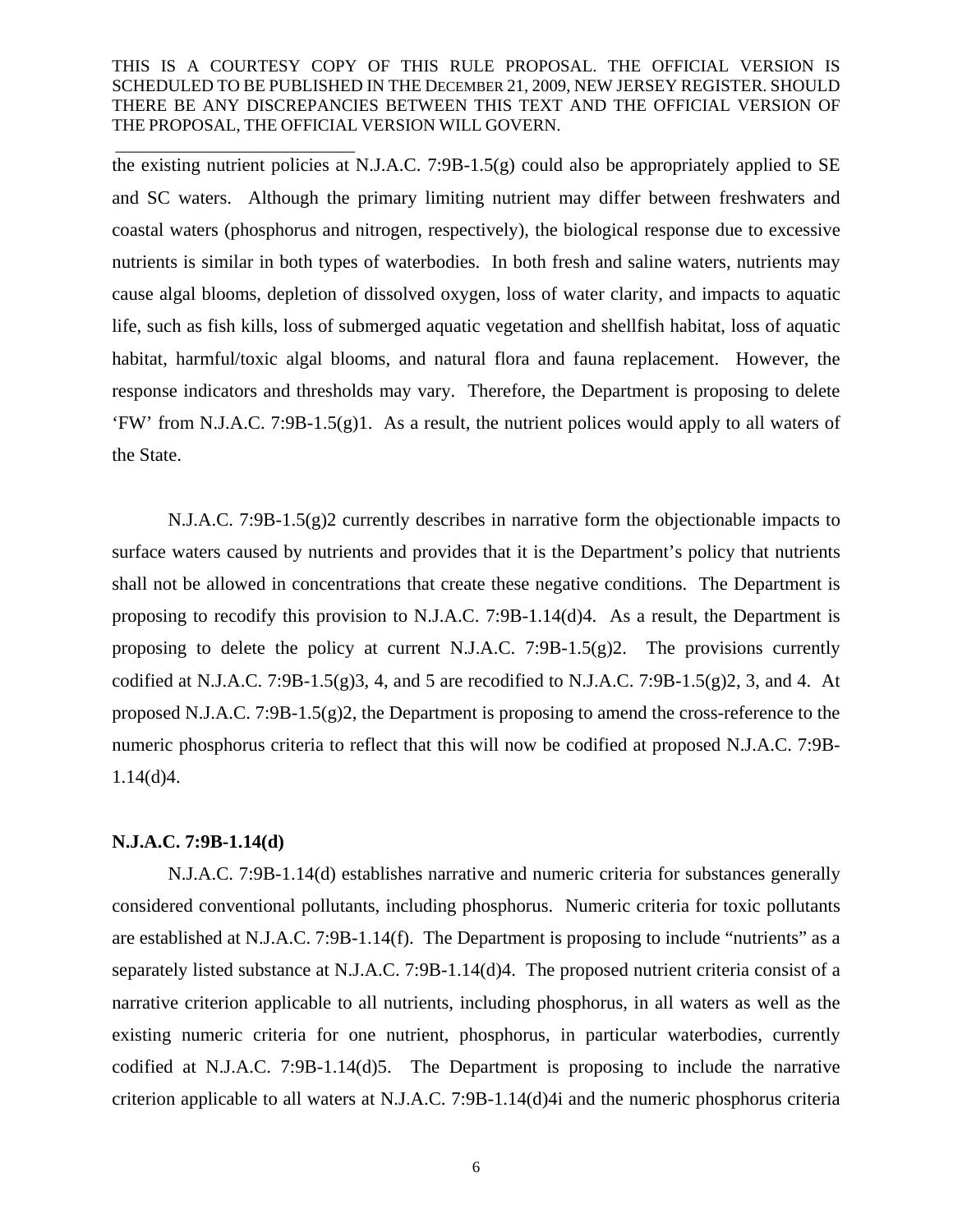the existing nutrient policies at N.J.A.C. 7:9B-1.5(g) could also be appropriately applied to SE and SC waters. Although the primary limiting nutrient may differ between freshwaters and coastal waters (phosphorus and nitrogen, respectively), the biological response due to excessive nutrients is similar in both types of waterbodies. In both fresh and saline waters, nutrients may cause algal blooms, depletion of dissolved oxygen, loss of water clarity, and impacts to aquatic life, such as fish kills, loss of submerged aquatic vegetation and shellfish habitat, loss of aquatic habitat, harmful/toxic algal blooms, and natural flora and fauna replacement. However, the response indicators and thresholds may vary. Therefore, the Department is proposing to delete 'FW' from N.J.A.C. 7:9B-1.5(g)1. As a result, the nutrient polices would apply to all waters of the State.

N.J.A.C. 7:9B-1.5(g)2 currently describes in narrative form the objectionable impacts to surface waters caused by nutrients and provides that it is the Department's policy that nutrients shall not be allowed in concentrations that create these negative conditions. The Department is proposing to recodify this provision to N.J.A.C. 7:9B-1.14(d)4. As a result, the Department is proposing to delete the policy at current N.J.A.C. 7:9B-1.5(g)2. The provisions currently codified at N.J.A.C. 7:9B-1.5(g)3, 4, and 5 are recodified to N.J.A.C. 7:9B-1.5(g)2, 3, and 4. At proposed N.J.A.C. 7:9B-1.5(g)2, the Department is proposing to amend the cross-reference to the numeric phosphorus criteria to reflect that this will now be codified at proposed N.J.A.C. 7:9B-1.14(d)4.

**N.J.A.C. 7:9B-1.14(d)**

N.J.A.C. 7:9B-1.14(d) establishes narrative and numeric criteria for substances generally considered conventional pollutants, including phosphorus. Numeric criteria for toxic pollutants are established at N.J.A.C. 7:9B-1.14(f). The Department is proposing to include "nutrients" as a separately listed substance at N.J.A.C. 7:9B-1.14(d)4. The proposed nutrient criteria consist of a narrative criterion applicable to all nutrients, including phosphorus, in all waters as well as the existing numeric criteria for one nutrient, phosphorus, in particular waterbodies, currently codified at N.J.A.C. 7:9B-1.14(d)5. The Department is proposing to include the narrative criterion applicable to all waters at N.J.A.C. 7:9B-1.14(d)4i and the numeric phosphorus criteria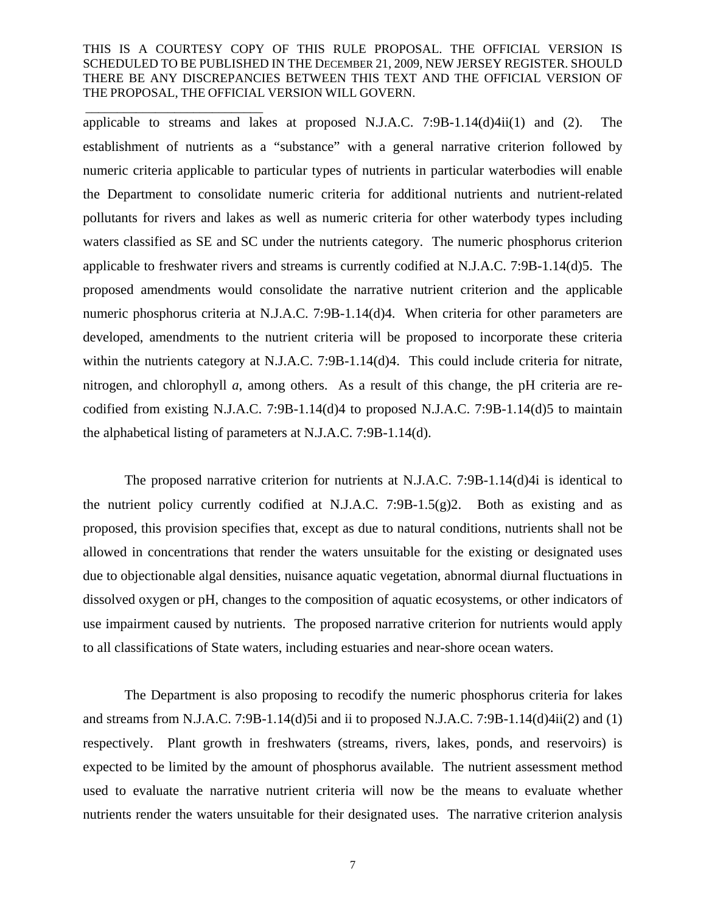applicable to streams and lakes at proposed N.J.A.C. 7:9B-1.14(d)4ii(1) and (2). The establishment of nutrients as a "substance" with a general narrative criterion followed by numeric criteria applicable to particular types of nutrients in particular waterbodies will enable the Department to consolidate numeric criteria for additional nutrients and nutrient-related pollutants for rivers and lakes as well as numeric criteria for other waterbody types including waters classified as SE and SC under the nutrients category. The numeric phosphorus criterion applicable to freshwater rivers and streams is currently codified at N.J.A.C. 7:9B-1.14(d)5. The proposed amendments would consolidate the narrative nutrient criterion and the applicable numeric phosphorus criteria at N.J.A.C. 7:9B-1.14(d)4. When criteria for other parameters are developed, amendments to the nutrient criteria will be proposed to incorporate these criteria within the nutrients category at N.J.A.C. 7:9B-1.14(d)4. This could include criteria for nitrate, nitrogen, and chlorophyll *a*, among others. As a result of this change, the pH criteria are re-codified from existing N.J.A.C. 7:9B-1.14(d)4 to proposed N.J.A.C. 7:9B-1.14(d)5 to maintain the alphabetical listing of parameters at N.J.A.C. 7:9B-1.14(d).

The proposed narrative criterion for nutrients at N.J.A.C. 7:9B-1.14(d)4i is identical to the nutrient policy currently codified at N.J.A.C. 7:9B-1.5(g)2. Both as existing and as proposed, this provision specifies that, except as due to natural conditions, nutrients shall not be allowed in concentrations that render the waters unsuitable for the existing or designated uses due to objectionable algal densities, nuisance aquatic vegetation, abnormal diurnal fluctuations in dissolved oxygen or pH, changes to the composition of aquatic ecosystems, or other indicators of use impairment caused by nutrients. The proposed narrative criterion for nutrients would apply to all classifications of State waters, including estuaries and near-shore ocean waters.

The Department is also proposing to recodify the numeric phosphorus criteria for lakes and streams from N.J.A.C. 7:9B-1.14(d)5i and ii to proposed N.J.A.C. 7:9B-1.14(d)4ii(2) and (1) respectively. Plant growth in freshwaters (streams, rivers, lakes, ponds, and reservoirs) is expected to be limited by the amount of phosphorus available. The nutrient assessment method used to evaluate the narrative nutrient criteria will now be the means to evaluate whether nutrients render the waters unsuitable for their designated uses. The narrative criterion analysis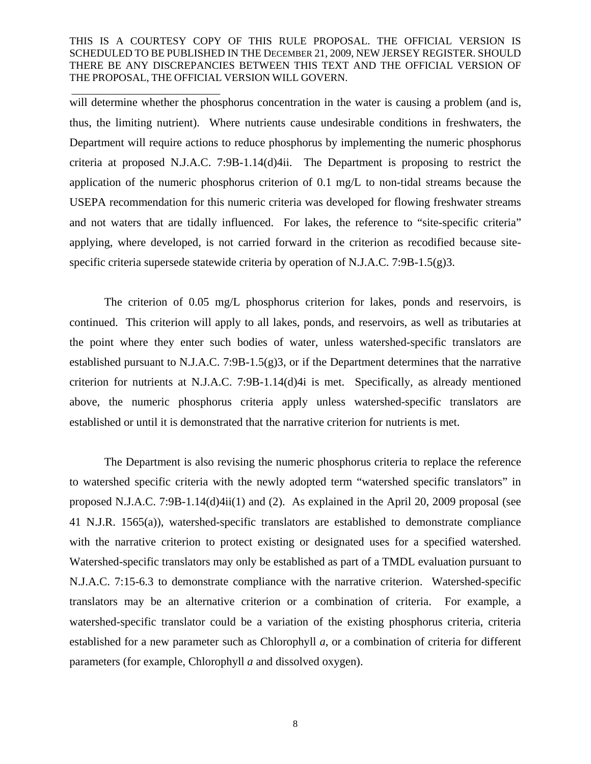will determine whether the phosphorus concentration in the water is causing a problem (and is, thus, the limiting nutrient). Where nutrients cause undesirable conditions in freshwaters, the Department will require actions to reduce phosphorus by implementing the numeric phosphorus criteria at proposed N.J.A.C. 7:9B-1.14(d)4ii. The Department is proposing to restrict the application of the numeric phosphorus criterion of 0.1 mg/L to non-tidal streams because the USEPA recommendation for this numeric criteria was developed for flowing freshwater streams and not waters that are tidally influenced. For lakes, the reference to "site-specific criteria" applying, where developed, is not carried forward in the criterion as recodified because site-specific criteria supersede statewide criteria by operation of N.J.A.C. 7:9B-1.5(g)3.

The criterion of 0.05 mg/L phosphorus criterion for lakes, ponds and reservoirs, is continued. This criterion will apply to all lakes, ponds, and reservoirs, as well as tributaries at the point where they enter such bodies of water, unless watershed-specific translators are established pursuant to N.J.A.C. 7:9B-1.5(g)3, or if the Department determines that the narrative criterion for nutrients at N.J.A.C. 7:9B-1.14(d)4i is met. Specifically, as already mentioned above, the numeric phosphorus criteria apply unless watershed-specific translators are established or until it is demonstrated that the narrative criterion for nutrients is met.

The Department is also revising the numeric phosphorus criteria to replace the reference to watershed specific criteria with the newly adopted term "watershed specific translators" in proposed N.J.A.C. 7:9B-1.14(d)4ii(1) and (2). As explained in the April 20, 2009 proposal (see 41 N.J.R. 1565(a)), watershed-specific translators are established to demonstrate compliance with the narrative criterion to protect existing or designated uses for a specified watershed. Watershed-specific translators may only be established as part of a TMDL evaluation pursuant to N.J.A.C. 7:15-6.3 to demonstrate compliance with the narrative criterion. Watershed-specific translators may be an alternative criterion or a combination of criteria. For example, a watershed-specific translator could be a variation of the existing phosphorus criteria, criteria established for a new parameter such as Chlorophyll *a*, or a combination of criteria for different parameters (for example, Chlorophyll *a* and dissolved oxygen).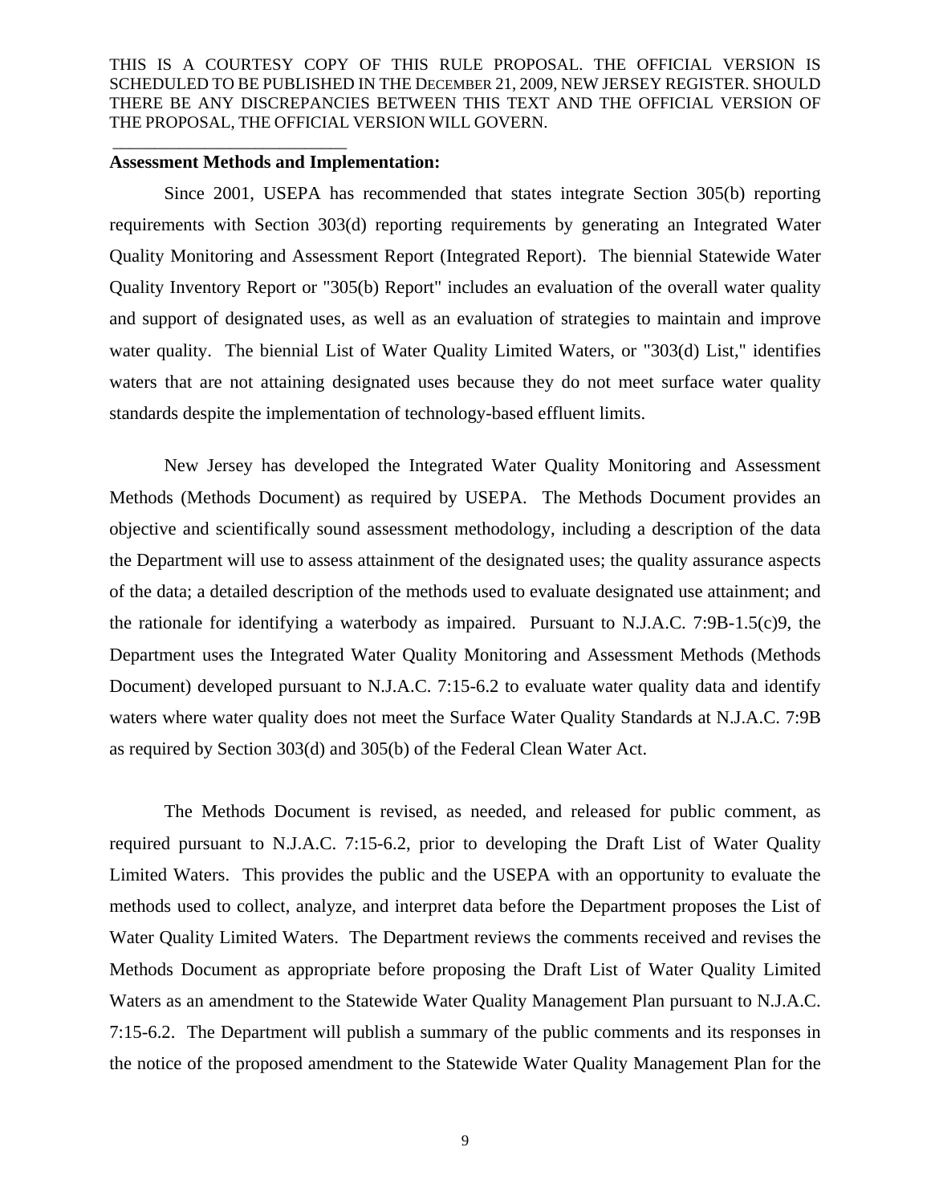## Assessment Methods and Implementation:

Since 2001, USEPA has recommended that states integrate Section 305(b) reporting requirements with Section 303(d) reporting requirements by generating an Integrated Water Quality Monitoring and Assessment Report (Integrated Report). The biennial Statewide Water Quality Inventory Report or "305(b) Report" includes an evaluation of the overall water quality and support of designated uses, as well as an evaluation of strategies to maintain and improve water quality. The biennial List of Water Quality Limited Waters, or "303(d) List," identifies waters that are not attaining designated uses because they do not meet surface water quality standards despite the implementation of technology-based effluent limits.

New Jersey has developed the Integrated Water Quality Monitoring and Assessment Methods (Methods Document) as required by USEPA. The Methods Document provides an objective and scientifically sound assessment methodology, including a description of the data the Department will use to assess attainment of the designated uses; the quality assurance aspects of the data; a detailed description of the methods used to evaluate designated use attainment; and the rationale for identifying a waterbody as impaired. Pursuant to N.J.A.C. 7:9B-1.5(c)9, the Department uses the Integrated Water Quality Monitoring and Assessment Methods (Methods Document) developed pursuant to N.J.A.C. 7:15-6.2 to evaluate water quality data and identify waters where water quality does not meet the Surface Water Quality Standards at N.J.A.C. 7:9B as required by Section 303(d) and 305(b) of the Federal Clean Water Act.

The Methods Document is revised, as needed, and released for public comment, as required pursuant to N.J.A.C. 7:15-6.2, prior to developing the Draft List of Water Quality Limited Waters. This provides the public and the USEPA with an opportunity to evaluate the methods used to collect, analyze, and interpret data before the Department proposes the List of Water Quality Limited Waters. The Department reviews the comments received and revises the Methods Document as appropriate before proposing the Draft List of Water Quality Limited Waters as an amendment to the Statewide Water Quality Management Plan pursuant to N.J.A.C. 7:15-6.2. The Department will publish a summary of the public comments and its responses in the notice of the proposed amendment to the Statewide Water Quality Management Plan for the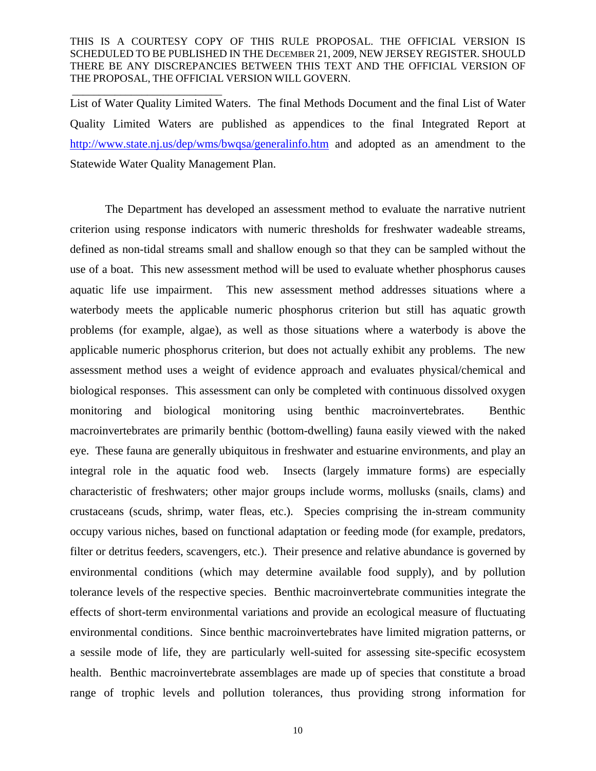List of Water Quality Limited Waters. The final Methods Document and the final List of Water Quality Limited Waters are published as appendices to the final Integrated Report at http://www.state.nj.us/dep/wms/bwqsa/generalinfo.htm and adopted as an amendment to the Statewide Water Quality Management Plan.

The Department has developed an assessment method to evaluate the narrative nutrient criterion using response indicators with numeric thresholds for freshwater wadeable streams, defined as non-tidal streams small and shallow enough so that they can be sampled without the use of a boat. This new assessment method will be used to evaluate whether phosphorus causes aquatic life use impairment. This new assessment method addresses situations where a waterbody meets the applicable numeric phosphorus criterion but still has aquatic growth problems (for example, algae), as well as those situations where a waterbody is above the applicable numeric phosphorus criterion, but does not actually exhibit any problems. The new assessment method uses a weight of evidence approach and evaluates physical/chemical and biological responses. This assessment can only be completed with continuous dissolved oxygen monitoring and biological monitoring using benthic macroinvertebrates. Benthic macroinvertebrates are primarily benthic (bottom-dwelling) fauna easily viewed with the naked eye. These fauna are generally ubiquitous in freshwater and estuarine environments, and play an integral role in the aquatic food web. Insects (largely immature forms) are especially characteristic of freshwaters; other major groups include worms, mollusks (snails, clams) and crustaceans (scuds, shrimp, water fleas, etc.). Species comprising the in-stream community occupy various niches, based on functional adaptation or feeding mode (for example, predators, filter or detritus feeders, scavengers, etc.). Their presence and relative abundance is governed by environmental conditions (which may determine available food supply), and by pollution tolerance levels of the respective species. Benthic macroinvertebrate communities integrate the effects of short-term environmental variations and provide an ecological measure of fluctuating environmental conditions. Since benthic macroinvertebrates have limited migration patterns, or a sessile mode of life, they are particularly well-suited for assessing site-specific ecosystem health. Benthic macroinvertebrate assemblages are made up of species that constitute a broad range of trophic levels and pollution tolerances, thus providing strong information for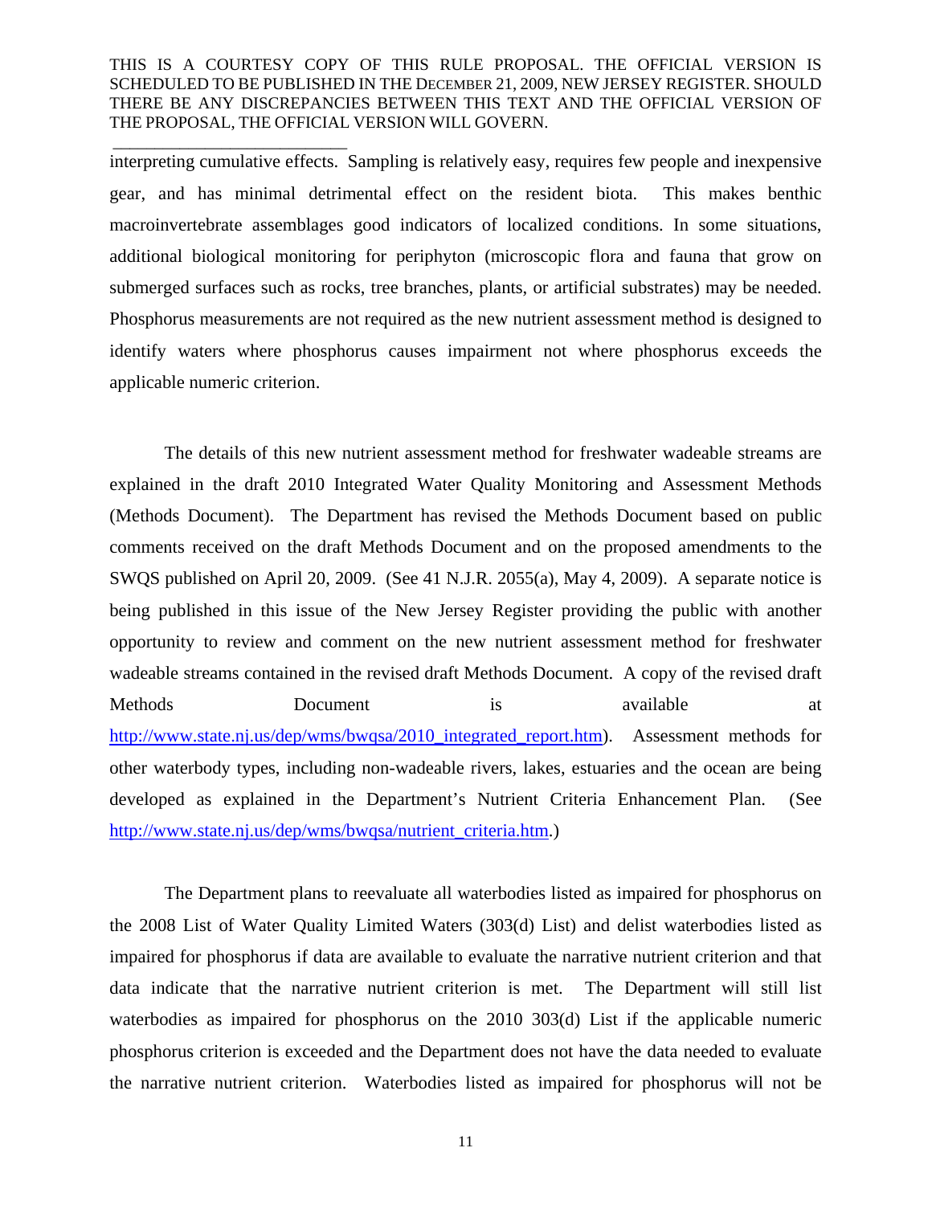interpreting cumulative effects. Sampling is relatively easy, requires few people and inexpensive gear, and has minimal detrimental effect on the resident biota. This makes benthic macroinvertebrate assemblages good indicators of localized conditions. In some situations, additional biological monitoring for periphyton (microscopic flora and fauna that grow on submerged surfaces such as rocks, tree branches, plants, or artificial substrates) may be needed. Phosphorus measurements are not required as the new nutrient assessment method is designed to identify waters where phosphorus causes impairment not where phosphorus exceeds the applicable numeric criterion.

The details of this new nutrient assessment method for freshwater wadeable streams are explained in the draft 2010 Integrated Water Quality Monitoring and Assessment Methods (Methods Document). The Department has revised the Methods Document based on public comments received on the draft Methods Document and on the proposed amendments to the SWQS published on April 20, 2009. (See 41 N.J.R. 2055(a), May 4, 2009). A separate notice is being published in this issue of the New Jersey Register providing the public with another opportunity to review and comment on the new nutrient assessment method for freshwater wadeable streams contained in the revised draft Methods Document. A copy of the revised draft Methods Document is available at http://www.state.nj.us/dep/wms/bwqsa/2010_integrated_report.htm). Assessment methods for other waterbody types, including non-wadeable rivers, lakes, estuaries and the ocean are being developed as explained in the Department's Nutrient Criteria Enhancement Plan. (See http://www.state.nj.us/dep/wms/bwqsa/nutrient_criteria.htm.)

The Department plans to reevaluate all waterbodies listed as impaired for phosphorus on the 2008 List of Water Quality Limited Waters (303(d) List) and delist waterbodies listed as impaired for phosphorus if data are available to evaluate the narrative nutrient criterion and that data indicate that the narrative nutrient criterion is met. The Department will still list waterbodies as impaired for phosphorus on the 2010 303(d) List if the applicable numeric phosphorus criterion is exceeded and the Department does not have the data needed to evaluate the narrative nutrient criterion. Waterbodies listed as impaired for phosphorus will not be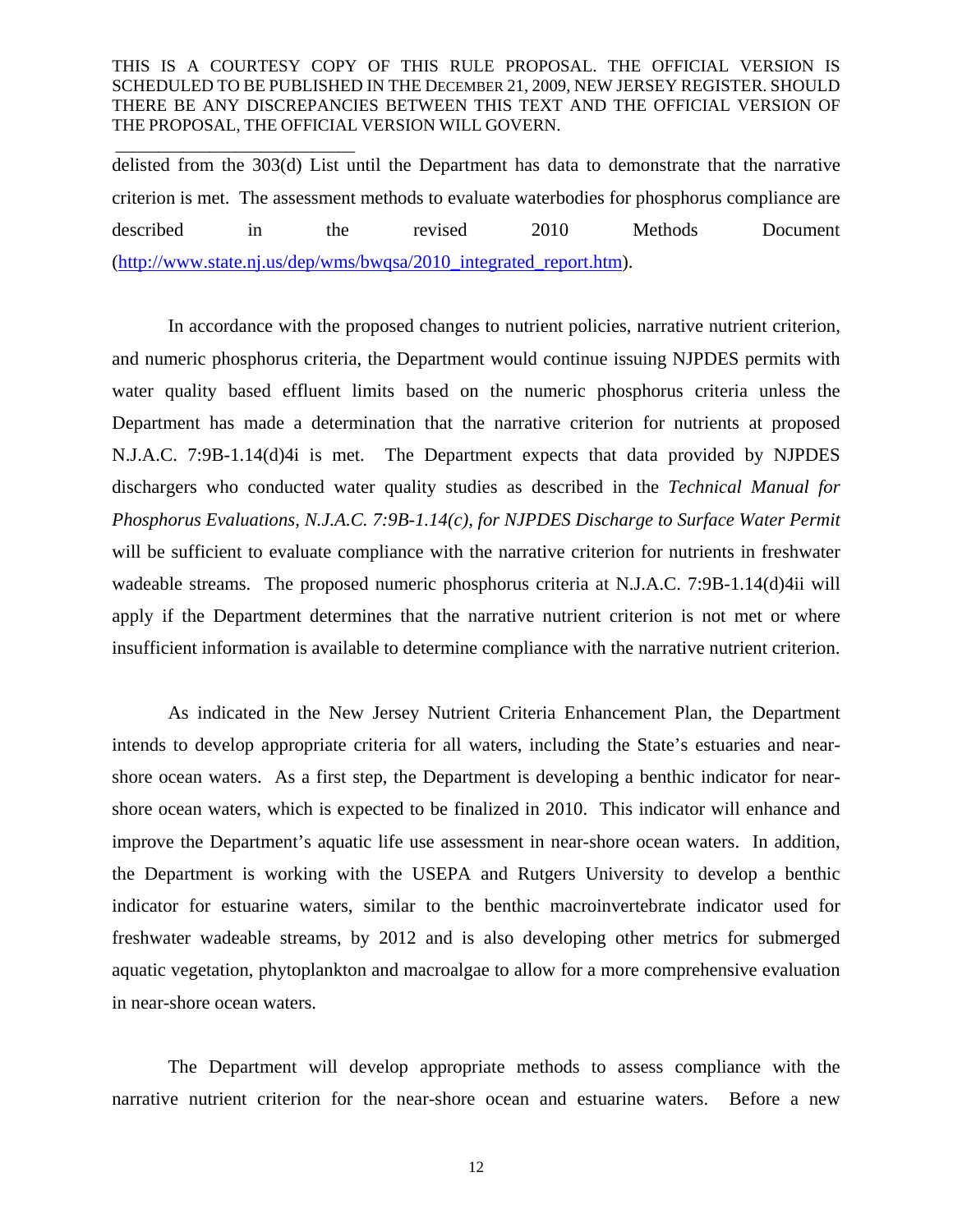delisted from the 303(d) List until the Department has data to demonstrate that the narrative criterion is met. The assessment methods to evaluate waterbodies for phosphorus compliance are described in the revised 2010 Methods Document (http://www.state.nj.us/dep/wms/bwqsa/2010_integrated_report.htm).

In accordance with the proposed changes to nutrient policies, narrative nutrient criterion, and numeric phosphorus criteria, the Department would continue issuing NJPDES permits with water quality based effluent limits based on the numeric phosphorus criteria unless the Department has made a determination that the narrative criterion for nutrients at proposed N.J.A.C. 7:9B-1.14(d)4i is met. The Department expects that data provided by NJPDES dischargers who conducted water quality studies as described in the *Technical Manual for Phosphorus Evaluations, N.J.A.C. 7:9B-1.14(c), for NJPDES Discharge to Surface Water Permit* will be sufficient to evaluate compliance with the narrative criterion for nutrients in freshwater wadeable streams. The proposed numeric phosphorus criteria at N.J.A.C. 7:9B-1.14(d)4ii will apply if the Department determines that the narrative nutrient criterion is not met or where insufficient information is available to determine compliance with the narrative nutrient criterion.

As indicated in the New Jersey Nutrient Criteria Enhancement Plan, the Department intends to develop appropriate criteria for all waters, including the State's estuaries and near-shore ocean waters. As a first step, the Department is developing a benthic indicator for near-shore ocean waters, which is expected to be finalized in 2010. This indicator will enhance and improve the Department's aquatic life use assessment in near-shore ocean waters. In addition, the Department is working with the USEPA and Rutgers University to develop a benthic indicator for estuarine waters, similar to the benthic macroinvertebrate indicator used for freshwater wadeable streams, by 2012 and is also developing other metrics for submerged aquatic vegetation, phytoplankton and macroalgae to allow for a more comprehensive evaluation in near-shore ocean waters.

The Department will develop appropriate methods to assess compliance with the narrative nutrient criterion for the near-shore ocean and estuarine waters. Before a new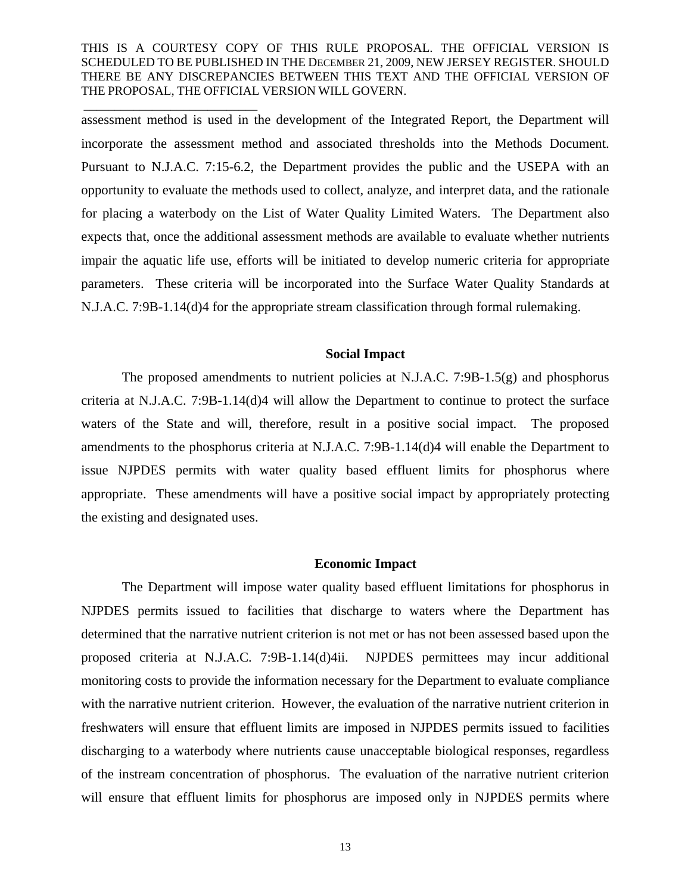assessment method is used in the development of the Integrated Report, the Department will incorporate the assessment method and associated thresholds into the Methods Document. Pursuant to N.J.A.C. 7:15-6.2, the Department provides the public and the USEPA with an opportunity to evaluate the methods used to collect, analyze, and interpret data, and the rationale for placing a waterbody on the List of Water Quality Limited Waters. The Department also expects that, once the additional assessment methods are available to evaluate whether nutrients impair the aquatic life use, efforts will be initiated to develop numeric criteria for appropriate parameters. These criteria will be incorporated into the Surface Water Quality Standards at N.J.A.C. 7:9B-1.14(d)4 for the appropriate stream classification through formal rulemaking.

**Social Impact**

The proposed amendments to nutrient policies at N.J.A.C. 7:9B-1.5(g) and phosphorus criteria at N.J.A.C. 7:9B-1.14(d)4 will allow the Department to continue to protect the surface waters of the State and will, therefore, result in a positive social impact. The proposed amendments to the phosphorus criteria at N.J.A.C. 7:9B-1.14(d)4 will enable the Department to issue NJPDES permits with water quality based effluent limits for phosphorus where appropriate. These amendments will have a positive social impact by appropriately protecting the existing and designated uses.

**Economic Impact**

The Department will impose water quality based effluent limitations for phosphorus in NJPDES permits issued to facilities that discharge to waters where the Department has determined that the narrative nutrient criterion is not met or has not been assessed based upon the proposed criteria at N.J.A.C. 7:9B-1.14(d)4ii. NJPDES permittees may incur additional monitoring costs to provide the information necessary for the Department to evaluate compliance with the narrative nutrient criterion. However, the evaluation of the narrative nutrient criterion in freshwaters will ensure that effluent limits are imposed in NJPDES permits issued to facilities discharging to a waterbody where nutrients cause unacceptable biological responses, regardless of the instream concentration of phosphorus. The evaluation of the narrative nutrient criterion will ensure that effluent limits for phosphorus are imposed only in NJPDES permits where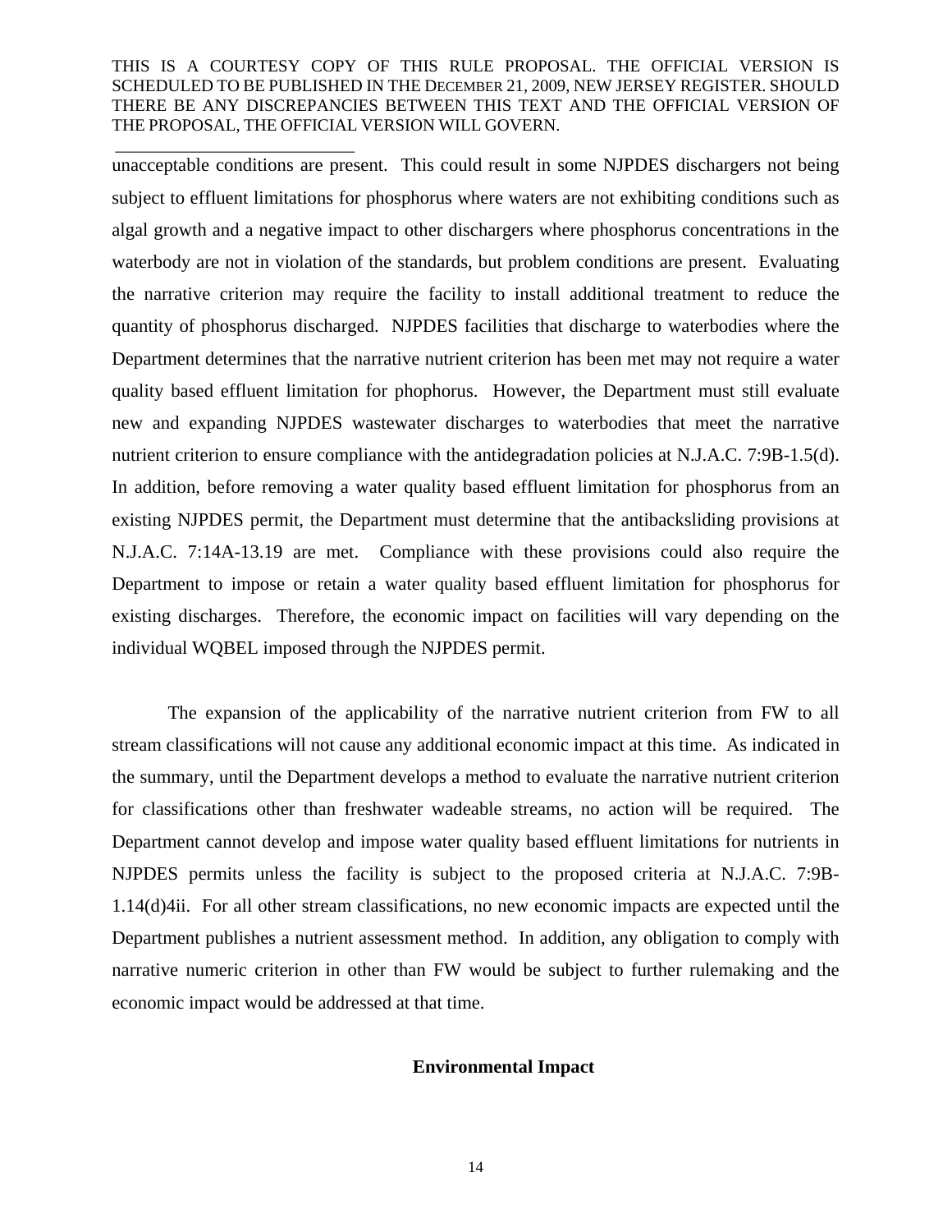unacceptable conditions are present. This could result in some NJPDES dischargers not being subject to effluent limitations for phosphorus where waters are not exhibiting conditions such as algal growth and a negative impact to other dischargers where phosphorus concentrations in the waterbody are not in violation of the standards, but problem conditions are present. Evaluating the narrative criterion may require the facility to install additional treatment to reduce the quantity of phosphorus discharged. NJPDES facilities that discharge to waterbodies where the Department determines that the narrative nutrient criterion has been met may not require a water quality based effluent limitation for phophorus. However, the Department must still evaluate new and expanding NJPDES wastewater discharges to waterbodies that meet the narrative nutrient criterion to ensure compliance with the antidegradation policies at N.J.A.C. 7:9B-1.5(d). In addition, before removing a water quality based effluent limitation for phosphorus from an existing NJPDES permit, the Department must determine that the antibacksliding provisions at N.J.A.C. 7:14A-13.19 are met. Compliance with these provisions could also require the Department to impose or retain a water quality based effluent limitation for phosphorus for existing discharges. Therefore, the economic impact on facilities will vary depending on the individual WQBEL imposed through the NJPDES permit.

The expansion of the applicability of the narrative nutrient criterion from FW to all stream classifications will not cause any additional economic impact at this time. As indicated in the summary, until the Department develops a method to evaluate the narrative nutrient criterion for classifications other than freshwater wadeable streams, no action will be required. The Department cannot develop and impose water quality based effluent limitations for nutrients in NJPDES permits unless the facility is subject to the proposed criteria at N.J.A.C. 7:9B-1.14(d)4ii. For all other stream classifications, no new economic impacts are expected until the Department publishes a nutrient assessment method. In addition, any obligation to comply with narrative numeric criterion in other than FW would be subject to further rulemaking and the economic impact would be addressed at that time.

## Environmental Impact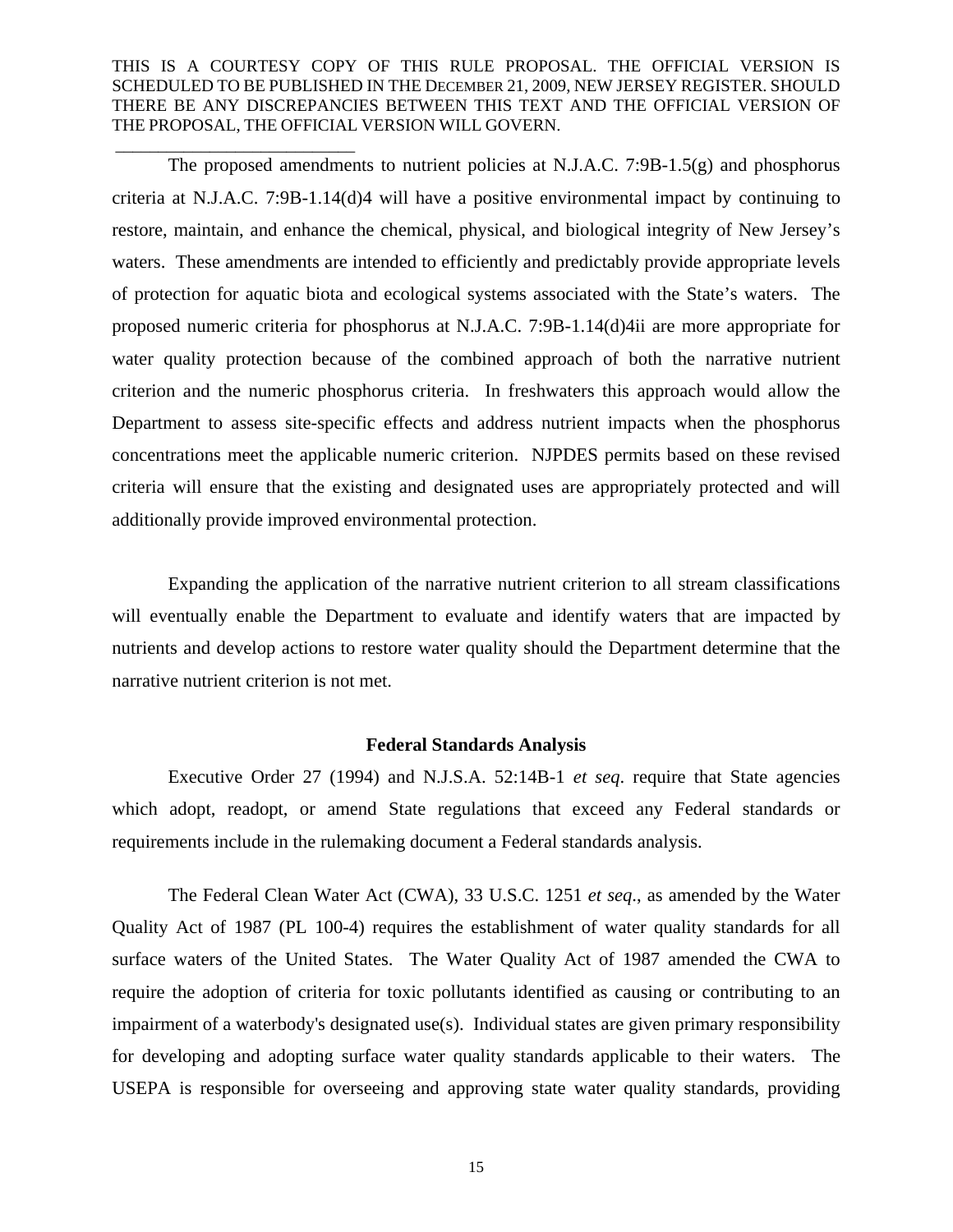The proposed amendments to nutrient policies at N.J.A.C. 7:9B-1.5(g) and phosphorus criteria at N.J.A.C. 7:9B-1.14(d)4 will have a positive environmental impact by continuing to restore, maintain, and enhance the chemical, physical, and biological integrity of New Jersey's waters. These amendments are intended to efficiently and predictably provide appropriate levels of protection for aquatic biota and ecological systems associated with the State's waters. The proposed numeric criteria for phosphorus at N.J.A.C. 7:9B-1.14(d)4ii are more appropriate for water quality protection because of the combined approach of both the narrative nutrient criterion and the numeric phosphorus criteria. In freshwaters this approach would allow the Department to assess site-specific effects and address nutrient impacts when the phosphorus concentrations meet the applicable numeric criterion. NJPDES permits based on these revised criteria will ensure that the existing and designated uses are appropriately protected and will additionally provide improved environmental protection.

Expanding the application of the narrative nutrient criterion to all stream classifications will eventually enable the Department to evaluate and identify waters that are impacted by nutrients and develop actions to restore water quality should the Department determine that the narrative nutrient criterion is not met.

**Federal Standards Analysis**

Executive Order 27 (1994) and N.J.S.A. 52:14B-1 *et seq.* require that State agencies which adopt, readopt, or amend State regulations that exceed any Federal standards or requirements include in the rulemaking document a Federal standards analysis.

The Federal Clean Water Act (CWA), 33 U.S.C. 1251 *et seq.*, as amended by the Water Quality Act of 1987 (PL 100-4) requires the establishment of water quality standards for all surface waters of the United States. The Water Quality Act of 1987 amended the CWA to require the adoption of criteria for toxic pollutants identified as causing or contributing to an impairment of a waterbody's designated use(s). Individual states are given primary responsibility for developing and adopting surface water quality standards applicable to their waters. The USEPA is responsible for overseeing and approving state water quality standards, providing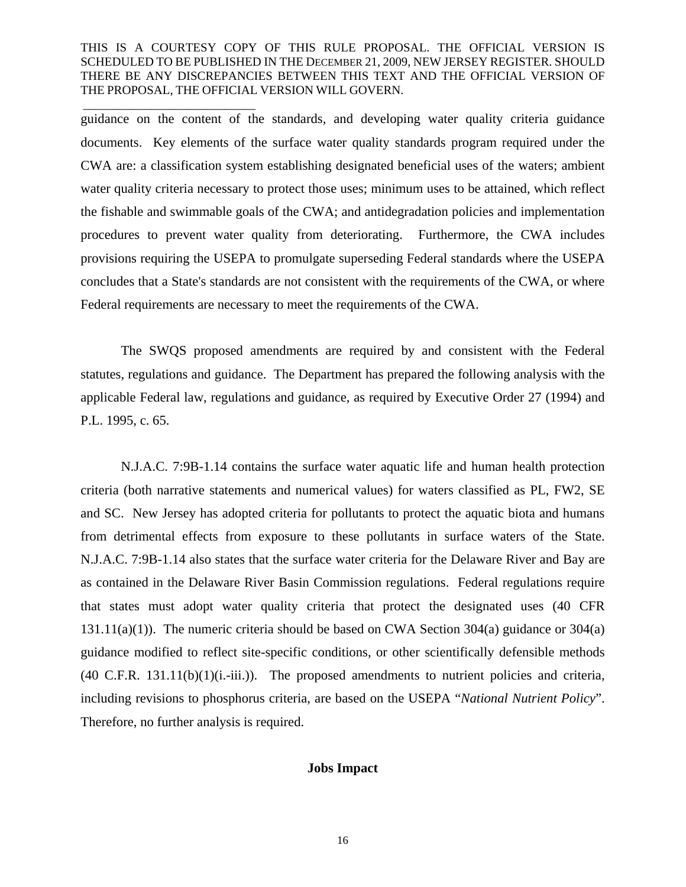guidance on the content of the standards, and developing water quality criteria guidance documents. Key elements of the surface water quality standards program required under the CWA are: a classification system establishing designated beneficial uses of the waters; ambient water quality criteria necessary to protect those uses; minimum uses to be attained, which reflect the fishable and swimmable goals of the CWA; and antidegradation policies and implementation procedures to prevent water quality from deteriorating. Furthermore, the CWA includes provisions requiring the USEPA to promulgate superseding Federal standards where the USEPA concludes that a State's standards are not consistent with the requirements of the CWA, or where Federal requirements are necessary to meet the requirements of the CWA.

The SWQS proposed amendments are required by and consistent with the Federal statutes, regulations and guidance. The Department has prepared the following analysis with the applicable Federal law, regulations and guidance, as required by Executive Order 27 (1994) and P.L. 1995, c. 65.

N.J.A.C. 7:9B-1.14 contains the surface water aquatic life and human health protection criteria (both narrative statements and numerical values) for waters classified as PL, FW2, SE and SC. New Jersey has adopted criteria for pollutants to protect the aquatic biota and humans from detrimental effects from exposure to these pollutants in surface waters of the State. N.J.A.C. 7:9B-1.14 also states that the surface water criteria for the Delaware River and Bay are as contained in the Delaware River Basin Commission regulations. Federal regulations require that states must adopt water quality criteria that protect the designated uses (40 CFR 131.11(a)(1)). The numeric criteria should be based on CWA Section 304(a) guidance or 304(a) guidance modified to reflect site-specific conditions, or other scientifically defensible methods (40 C.F.R. 131.11(b)(1)(i.-iii.)). The proposed amendments to nutrient policies and criteria, including revisions to phosphorus criteria, are based on the USEPA "*National Nutrient Policy*". Therefore, no further analysis is required.

**Jobs Impact**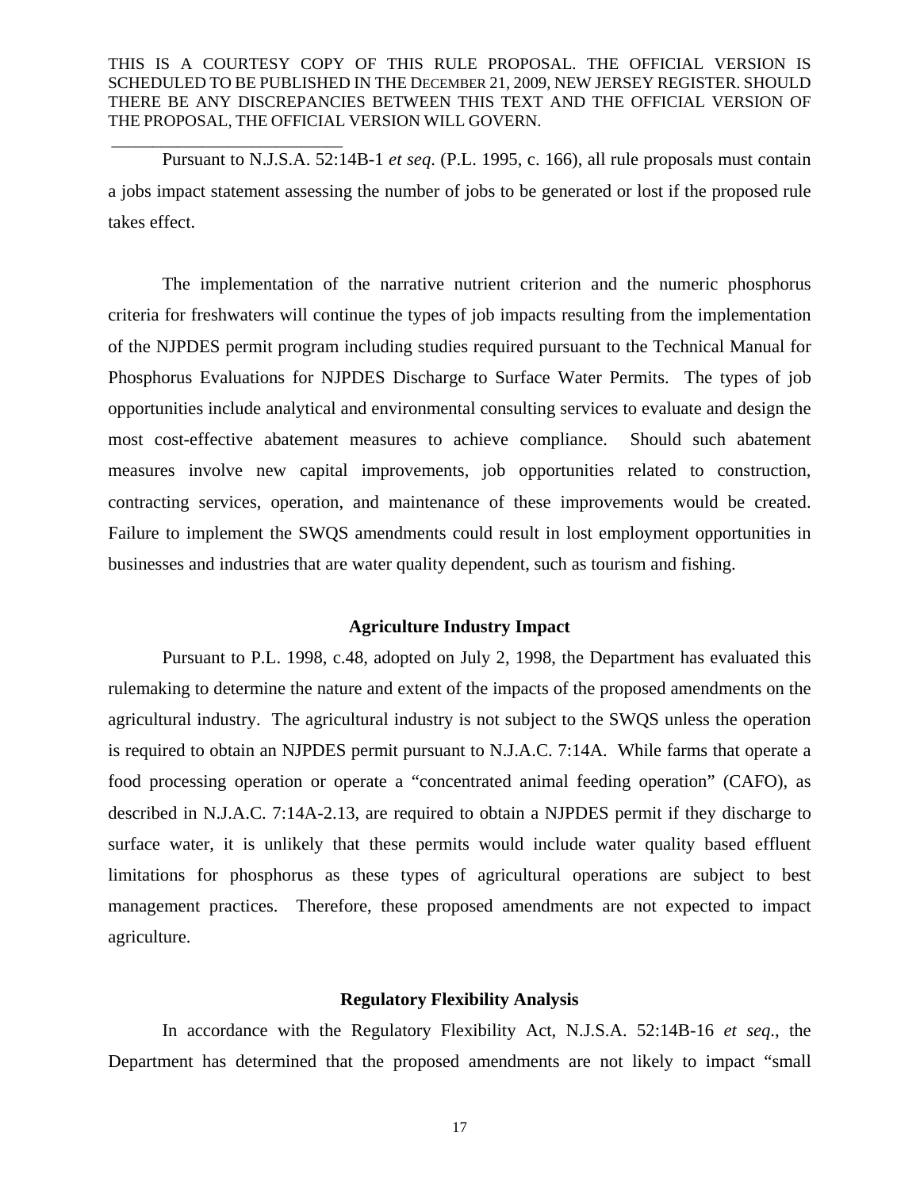Pursuant to N.J.S.A. 52:14B-1 *et seq*. (P.L. 1995, c. 166), all rule proposals must contain a jobs impact statement assessing the number of jobs to be generated or lost if the proposed rule takes effect.

The implementation of the narrative nutrient criterion and the numeric phosphorus criteria for freshwaters will continue the types of job impacts resulting from the implementation of the NJPDES permit program including studies required pursuant to the Technical Manual for Phosphorus Evaluations for NJPDES Discharge to Surface Water Permits. The types of job opportunities include analytical and environmental consulting services to evaluate and design the most cost-effective abatement measures to achieve compliance. Should such abatement measures involve new capital improvements, job opportunities related to construction, contracting services, operation, and maintenance of these improvements would be created. Failure to implement the SWQS amendments could result in lost employment opportunities in businesses and industries that are water quality dependent, such as tourism and fishing.

**Agriculture Industry Impact**

Pursuant to P.L. 1998, c.48, adopted on July 2, 1998, the Department has evaluated this rulemaking to determine the nature and extent of the impacts of the proposed amendments on the agricultural industry. The agricultural industry is not subject to the SWQS unless the operation is required to obtain an NJPDES permit pursuant to N.J.A.C. 7:14A. While farms that operate a food processing operation or operate a "concentrated animal feeding operation" (CAFO), as described in N.J.A.C. 7:14A-2.13, are required to obtain a NJPDES permit if they discharge to surface water, it is unlikely that these permits would include water quality based effluent limitations for phosphorus as these types of agricultural operations are subject to best management practices. Therefore, these proposed amendments are not expected to impact agriculture.

**Regulatory Flexibility Analysis**

In accordance with the Regulatory Flexibility Act, N.J.S.A. 52:14B-16 *et seq*., the Department has determined that the proposed amendments are not likely to impact "small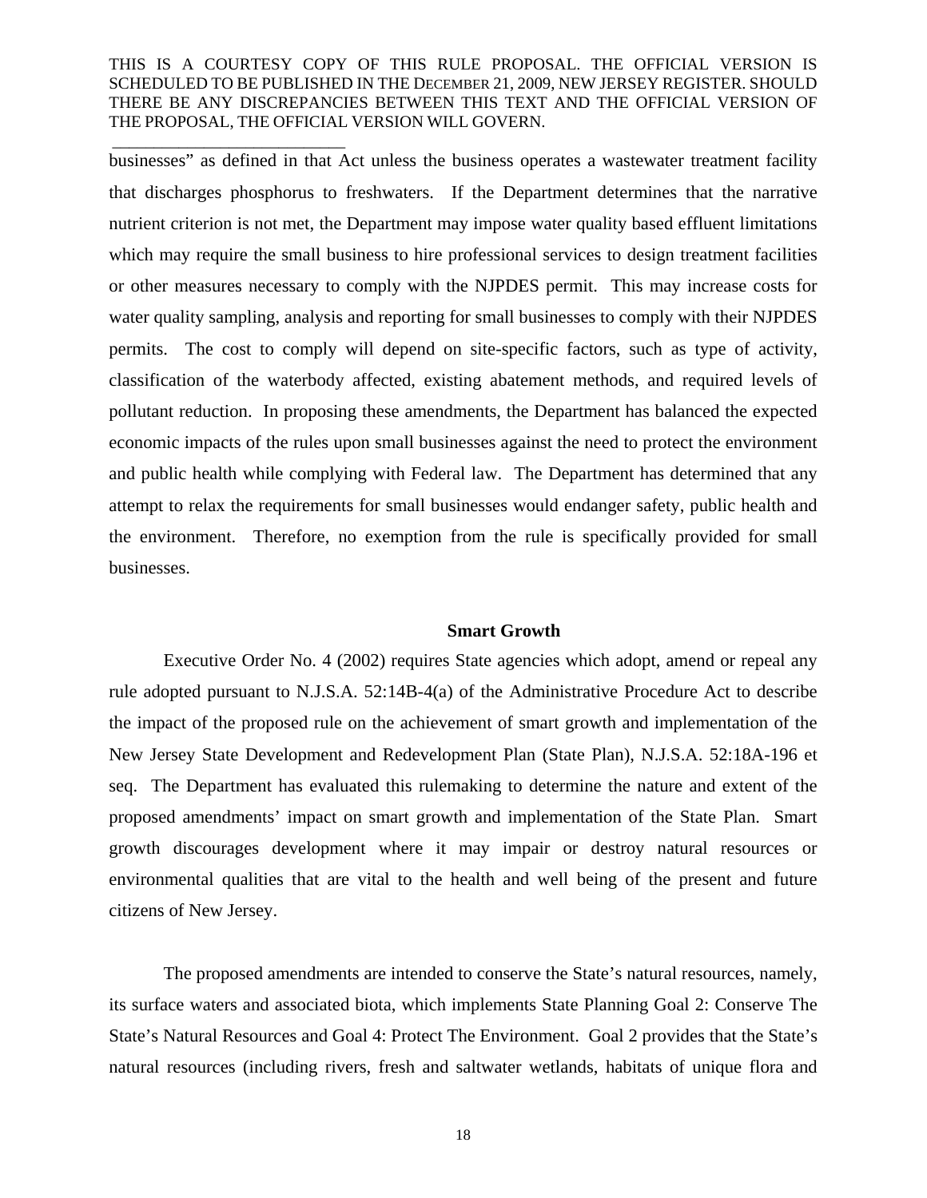businesses" as defined in that Act unless the business operates a wastewater treatment facility that discharges phosphorus to freshwaters. If the Department determines that the narrative nutrient criterion is not met, the Department may impose water quality based effluent limitations which may require the small business to hire professional services to design treatment facilities or other measures necessary to comply with the NJPDES permit. This may increase costs for water quality sampling, analysis and reporting for small businesses to comply with their NJPDES permits. The cost to comply will depend on site-specific factors, such as type of activity, classification of the waterbody affected, existing abatement methods, and required levels of pollutant reduction. In proposing these amendments, the Department has balanced the expected economic impacts of the rules upon small businesses against the need to protect the environment and public health while complying with Federal law. The Department has determined that any attempt to relax the requirements for small businesses would endanger safety, public health and the environment. Therefore, no exemption from the rule is specifically provided for small businesses.

## Smart Growth

Executive Order No. 4 (2002) requires State agencies which adopt, amend or repeal any rule adopted pursuant to N.J.S.A. 52:14B-4(a) of the Administrative Procedure Act to describe the impact of the proposed rule on the achievement of smart growth and implementation of the New Jersey State Development and Redevelopment Plan (State Plan), N.J.S.A. 52:18A-196 et seq. The Department has evaluated this rulemaking to determine the nature and extent of the proposed amendments' impact on smart growth and implementation of the State Plan. Smart growth discourages development where it may impair or destroy natural resources or environmental qualities that are vital to the health and well being of the present and future citizens of New Jersey.

The proposed amendments are intended to conserve the State's natural resources, namely, its surface waters and associated biota, which implements State Planning Goal 2: Conserve The State's Natural Resources and Goal 4: Protect The Environment. Goal 2 provides that the State's natural resources (including rivers, fresh and saltwater wetlands, habitats of unique flora and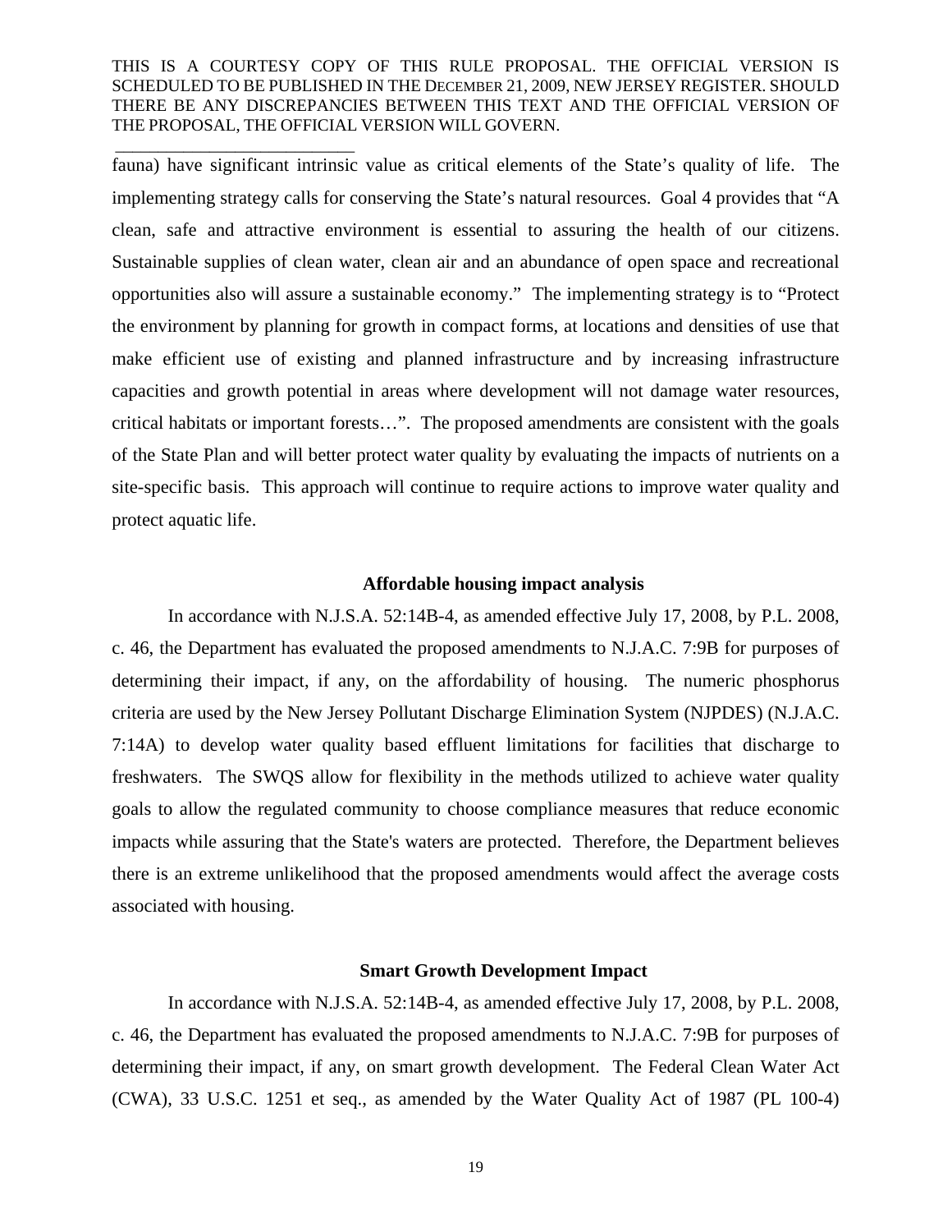fauna) have significant intrinsic value as critical elements of the State's quality of life. The implementing strategy calls for conserving the State's natural resources. Goal 4 provides that "A clean, safe and attractive environment is essential to assuring the health of our citizens. Sustainable supplies of clean water, clean air and an abundance of open space and recreational opportunities also will assure a sustainable economy." The implementing strategy is to "Protect the environment by planning for growth in compact forms, at locations and densities of use that make efficient use of existing and planned infrastructure and by increasing infrastructure capacities and growth potential in areas where development will not damage water resources, critical habitats or important forests…". The proposed amendments are consistent with the goals of the State Plan and will better protect water quality by evaluating the impacts of nutrients on a site-specific basis. This approach will continue to require actions to improve water quality and protect aquatic life.

**Affordable housing impact analysis**

In accordance with N.J.S.A. 52:14B-4, as amended effective July 17, 2008, by P.L. 2008, c. 46, the Department has evaluated the proposed amendments to N.J.A.C. 7:9B for purposes of determining their impact, if any, on the affordability of housing. The numeric phosphorus criteria are used by the New Jersey Pollutant Discharge Elimination System (NJPDES) (N.J.A.C. 7:14A) to develop water quality based effluent limitations for facilities that discharge to freshwaters. The SWQS allow for flexibility in the methods utilized to achieve water quality goals to allow the regulated community to choose compliance measures that reduce economic impacts while assuring that the State's waters are protected. Therefore, the Department believes there is an extreme unlikelihood that the proposed amendments would affect the average costs associated with housing.

**Smart Growth Development Impact**

In accordance with N.J.S.A. 52:14B-4, as amended effective July 17, 2008, by P.L. 2008, c. 46, the Department has evaluated the proposed amendments to N.J.A.C. 7:9B for purposes of determining their impact, if any, on smart growth development. The Federal Clean Water Act (CWA), 33 U.S.C. 1251 et seq., as amended by the Water Quality Act of 1987 (PL 100-4)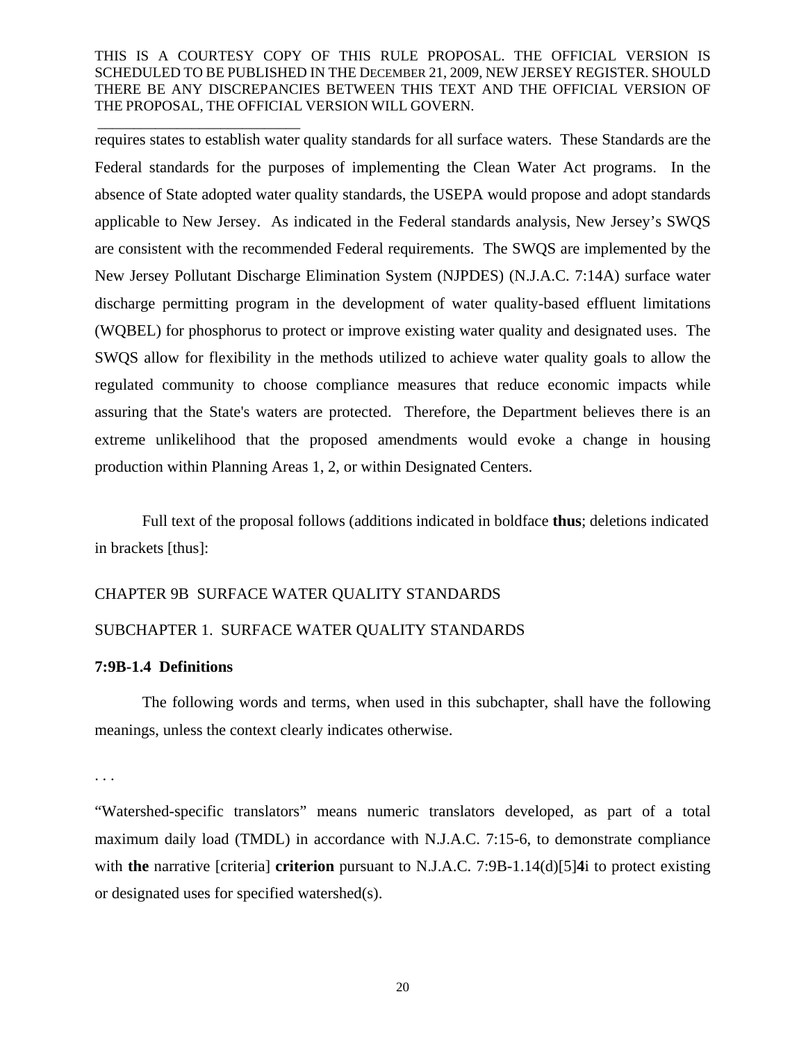requires states to establish water quality standards for all surface waters. These Standards are the Federal standards for the purposes of implementing the Clean Water Act programs. In the absence of State adopted water quality standards, the USEPA would propose and adopt standards applicable to New Jersey. As indicated in the Federal standards analysis, New Jersey's SWQS are consistent with the recommended Federal requirements. The SWQS are implemented by the New Jersey Pollutant Discharge Elimination System (NJPDES) (N.J.A.C. 7:14A) surface water discharge permitting program in the development of water quality-based effluent limitations (WQBEL) for phosphorus to protect or improve existing water quality and designated uses. The SWQS allow for flexibility in the methods utilized to achieve water quality goals to allow the regulated community to choose compliance measures that reduce economic impacts while assuring that the State's waters are protected. Therefore, the Department believes there is an extreme unlikelihood that the proposed amendments would evoke a change in housing production within Planning Areas 1, 2, or within Designated Centers.

Full text of the proposal follows (additions indicated in boldface **thus**; deletions indicated in brackets [thus]:

CHAPTER 9B SURFACE WATER QUALITY STANDARDS

SUBCHAPTER 1. SURFACE WATER QUALITY STANDARDS

**7:9B-1.4 Definitions**

The following words and terms, when used in this subchapter, shall have the following meanings, unless the context clearly indicates otherwise.

. . .

"Watershed-specific translators" means numeric translators developed, as part of a total maximum daily load (TMDL) in accordance with N.J.A.C. 7:15-6, to demonstrate compliance with **the** narrative [criteria] **criterion** pursuant to N.J.A.C. 7:9B-1.14(d)[5]**4**i to protect existing or designated uses for specified watershed(s).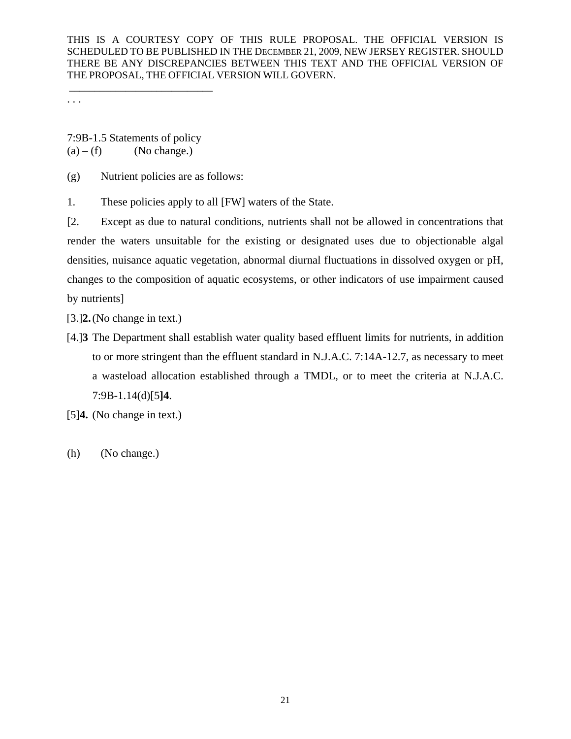THIS IS A COURTESY COPY OF THIS RULE PROPOSAL. THE OFFICIAL VERSION IS SCHEDULED TO BE PUBLISHED IN THE DECEMBER 21, 2009, NEW JERSEY REGISTER. SHOULD THERE BE ANY DISCREPANCIES BETWEEN THIS TEXT AND THE OFFICIAL VERSION OF THE PROPOSAL, THE OFFICIAL VERSION WILL GOVERN.

\_\_\_\_\_\_\_\_\_\_\_\_\_\_\_\_\_\_\_\_\_\_\_\_\_\_\_\_

. . .

7:9B-1.5 Statements of policy

(a) – (f) (No change.)

(g) Nutrient policies are as follows:

1. These policies apply to all [FW] waters of the State.

[2. Except as due to natural conditions, nutrients shall not be allowed in concentrations that render the waters unsuitable for the existing or designated uses due to objectionable algal densities, nuisance aquatic vegetation, abnormal diurnal fluctuations in dissolved oxygen or pH, changes to the composition of aquatic ecosystems, or other indicators of use impairment caused by nutrients]

[3.]**2.** (No change in text.)

[4.]**3** The Department shall establish water quality based effluent limits for nutrients, in addition to or more stringent than the effluent standard in N.J.A.C. 7:14A-12.7, as necessary to meet a wasteload allocation established through a TMDL, or to meet the criteria at N.J.A.C. 7:9B-1.14(d)[5**]4**.

[5]**4.** (No change in text.)

(h) (No change.)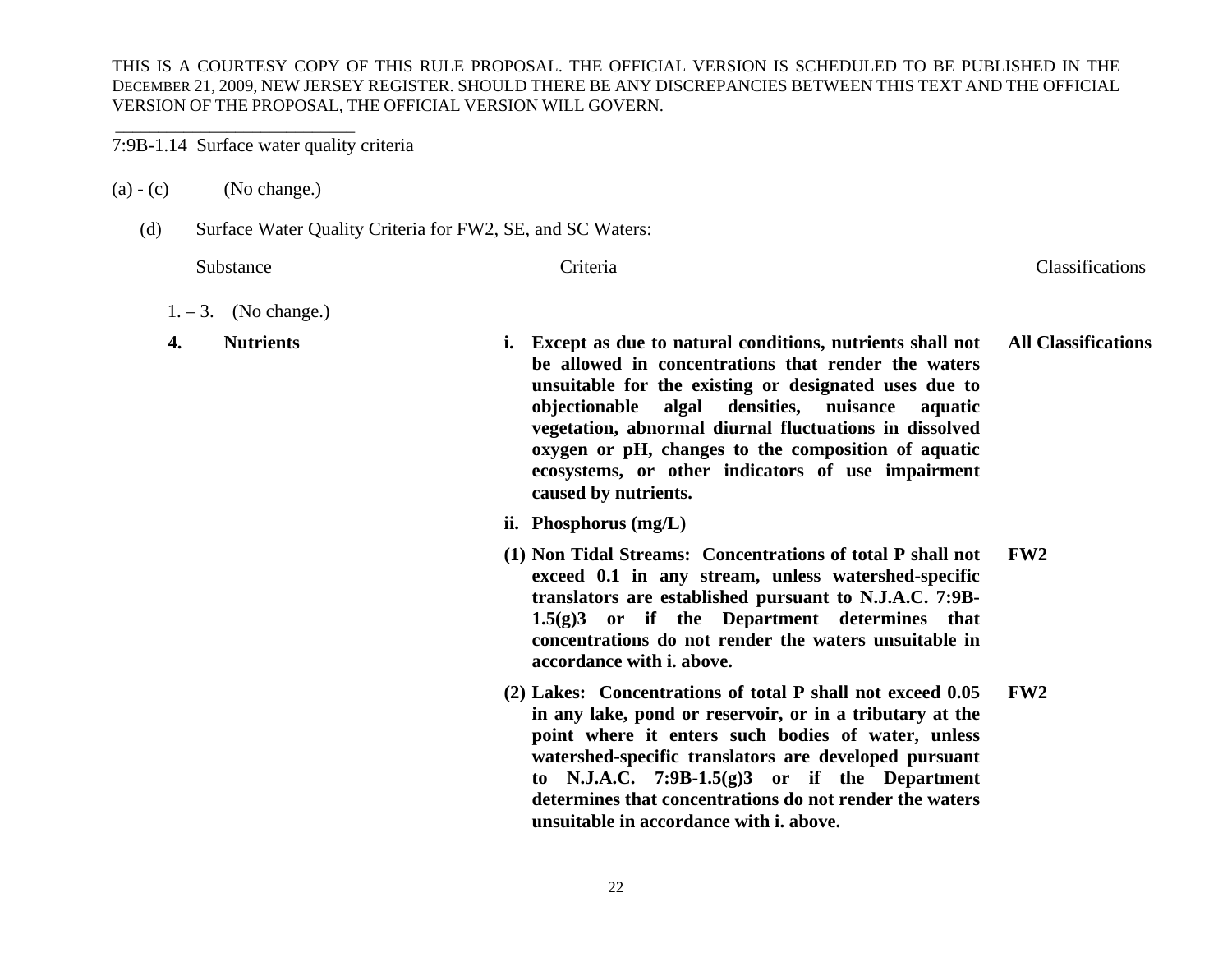THIS IS A COURTESY COPY OF THIS RULE PROPOSAL. THE OFFICIAL VERSION IS SCHEDULED TO BE PUBLISHED IN THE DECEMBER 21, 2009, NEW JERSEY REGISTER. SHOULD THERE BE ANY DISCREPANCIES BETWEEN THIS TEXT AND THE OFFICIAL VERSION OF THE PROPOSAL, THE OFFICIAL VERSION WILL GOVERN.

7:9B-1.14 Surface water quality criteria

(a) - (c) (No change.)

(d) Surface Water Quality Criteria for FW2, SE, and SC Waters:

| Substance | Criteria | Classifications |
|---|---|---|
| 1. – 3. (No change.) | | |
| **4. Nutrients** | **i. Except as due to natural conditions, nutrients shall not be allowed in concentrations that render the waters unsuitable for the existing or designated uses due to objectionable algal densities, nuisance aquatic vegetation, abnormal diurnal fluctuations in dissolved oxygen or pH, changes to the composition of aquatic ecosystems, or other indicators of use impairment caused by nutrients.** | **All Classifications** |
| | **ii. Phosphorus (mg/L)** | |
| | **(1) Non Tidal Streams: Concentrations of total P shall not exceed 0.1 in any stream, unless watershed-specific translators are established pursuant to N.J.A.C. 7:9B-1.5(g)3 or if the Department determines that concentrations do not render the waters unsuitable in accordance with i. above.** | **FW2** |
| | **(2) Lakes: Concentrations of total P shall not exceed 0.05 in any lake, pond or reservoir, or in a tributary at the point where it enters such bodies of water, unless watershed-specific translators are developed pursuant to N.J.A.C. 7:9B-1.5(g)3 or if the Department determines that concentrations do not render the waters unsuitable in accordance with i. above.** | **FW2** |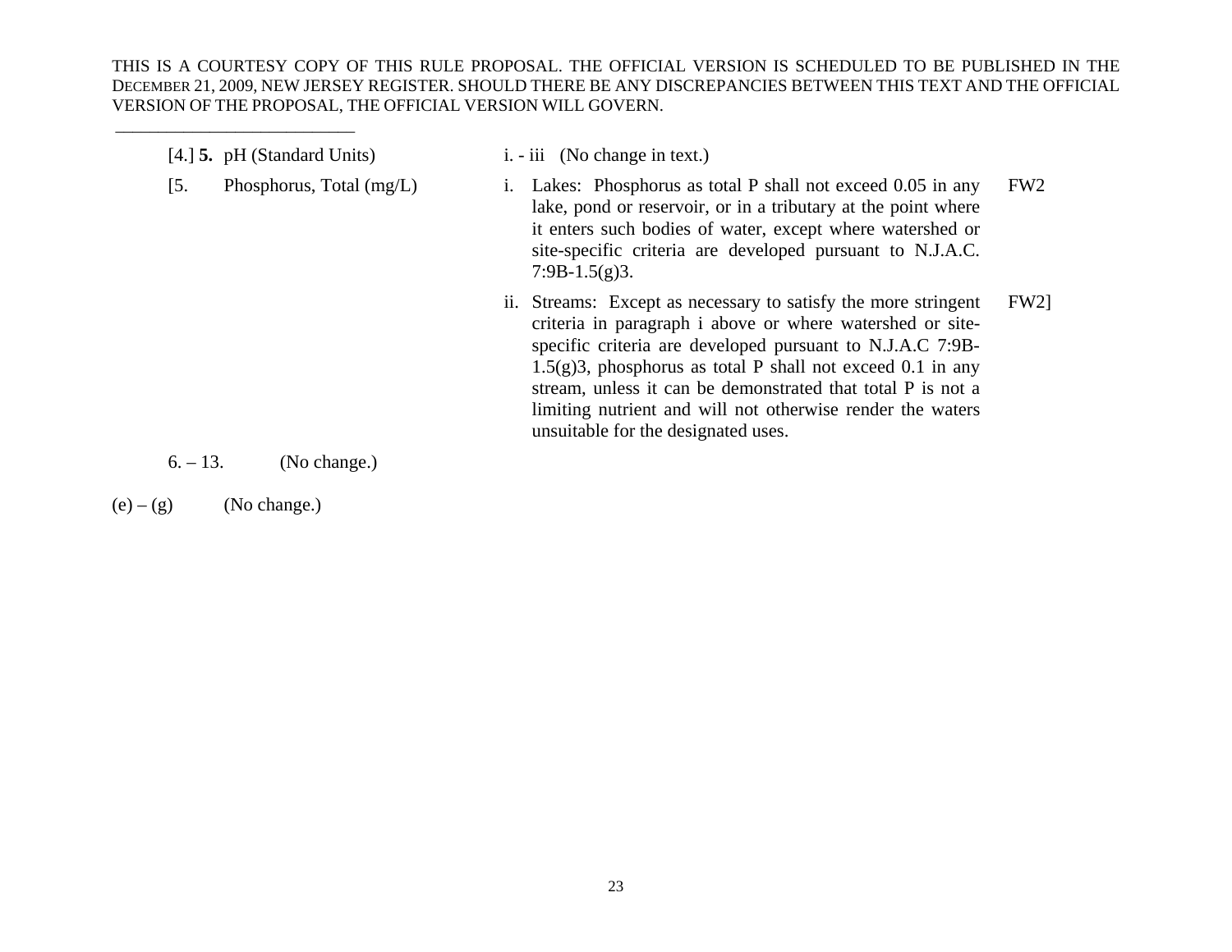THIS IS A COURTESY COPY OF THIS RULE PROPOSAL. THE OFFICIAL VERSION IS SCHEDULED TO BE PUBLISHED IN THE DECEMBER 21, 2009, NEW JERSEY REGISTER. SHOULD THERE BE ANY DISCREPANCIES BETWEEN THIS TEXT AND THE OFFICIAL VERSION OF THE PROPOSAL, THE OFFICIAL VERSION WILL GOVERN.

| | | |
|---|---|---|
| [4.] **5.** pH (Standard Units) | i. - iii (No change in text.) | |
| [5. Phosphorus, Total (mg/L) | i. Lakes: Phosphorus as total P shall not exceed 0.05 in any lake, pond or reservoir, or in a tributary at the point where it enters such bodies of water, except where watershed or site-specific criteria are developed pursuant to N.J.A.C. 7:9B-1.5(g)3. | FW2 |
| | ii. Streams: Except as necessary to satisfy the more stringent criteria in paragraph i above or where watershed or site-specific criteria are developed pursuant to N.J.A.C 7:9B-1.5(g)3, phosphorus as total P shall not exceed 0.1 in any stream, unless it can be demonstrated that total P is not a limiting nutrient and will not otherwise render the waters unsuitable for the designated uses. | FW2] |

6. – 13. (No change.)

(e) – (g) (No change.)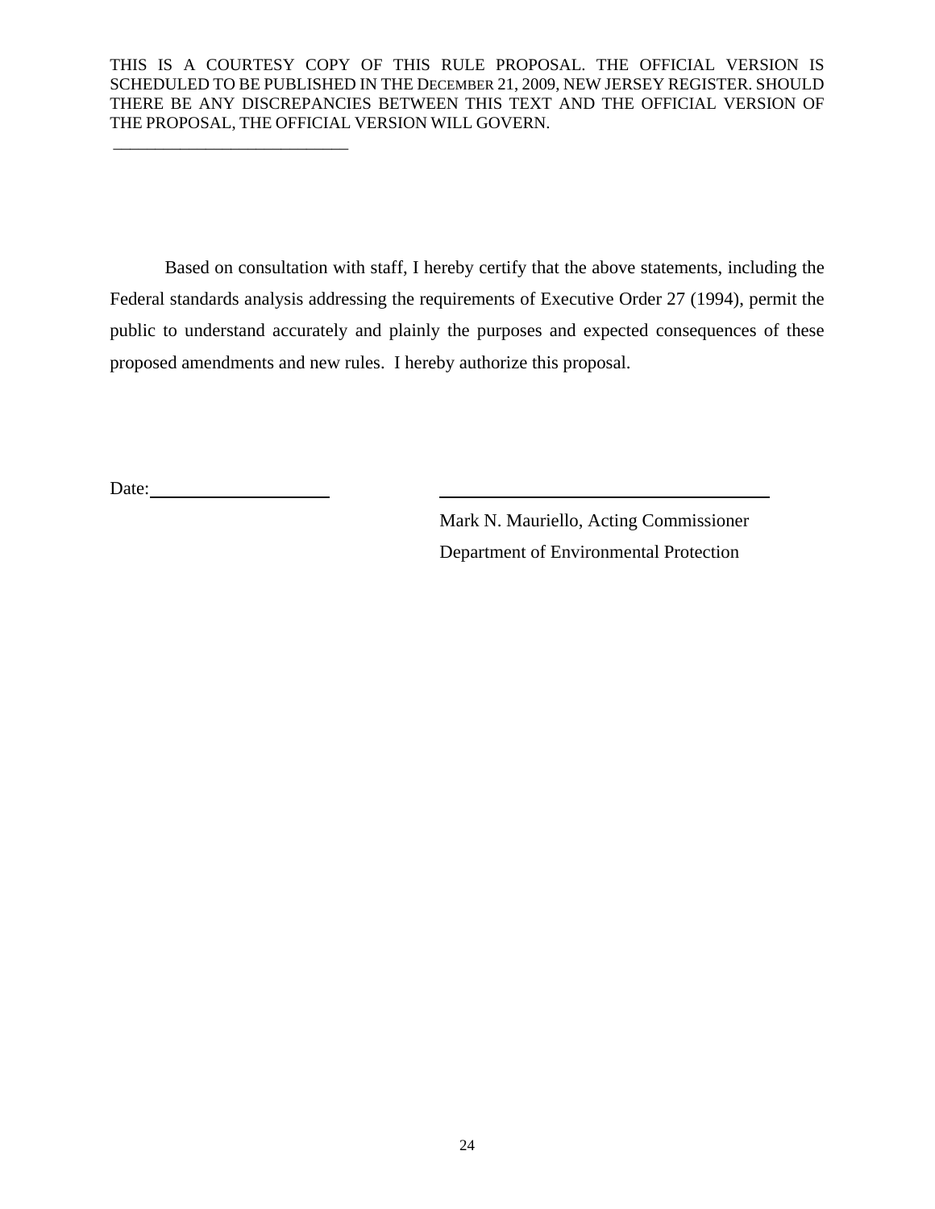THIS IS A COURTESY COPY OF THIS RULE PROPOSAL. THE OFFICIAL VERSION IS SCHEDULED TO BE PUBLISHED IN THE DECEMBER 21, 2009, NEW JERSEY REGISTER. SHOULD THERE BE ANY DISCREPANCIES BETWEEN THIS TEXT AND THE OFFICIAL VERSION OF THE PROPOSAL, THE OFFICIAL VERSION WILL GOVERN.

Based on consultation with staff, I hereby certify that the above statements, including the Federal standards analysis addressing the requirements of Executive Order 27 (1994), permit the public to understand accurately and plainly the purposes and expected consequences of these proposed amendments and new rules. I hereby authorize this proposal.

Date:____________________ ______________________________________

Mark N. Mauriello, Acting Commissioner
Department of Environmental Protection